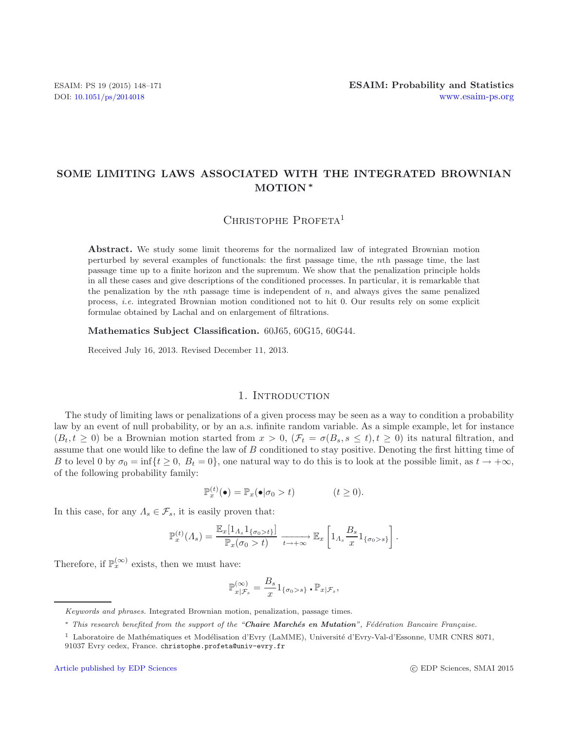# SOME LIMITING LAWS ASSOCIATED WITH THE INTEGRATED BROWNIAN MOTION *

Christophe Profeta[1]

**Abstract.** We study some limit theorems for the normalized law of integrated Brownian motion perturbed by several examples of functionals: the first passage time, the $n$th passage time, the last passage time up to a finite horizon and the supremum. We show that the penalization principle holds in all these cases and give descriptions of the conditioned processes. In particular, it is remarkable that the penalization by the $n$th passage time is independent of $n$, and always gives the same penalized process, *i.e.* integrated Brownian motion conditioned not to hit 0. Our results rely on some explicit formulae obtained by Lachal and on enlargement of filtrations.

**Mathematics Subject Classification.** 60J65, 60G15, 60G44.

Received July 16, 2013. Revised December 11, 2013.

## 1. Introduction

The study of limiting laws or penalizations of a given process may be seen as a way to condition a probability law by an event of null probability, or by an a.s. infinite random variable. As a simple example, let for instance $(B_t, t \geq 0)$ be a Brownian motion started from $x > 0$, $(\mathcal{F}_t = \sigma(B_s, s \leq t), t \geq 0)$ its natural filtration, and assume that one would like to define the law of $B$ conditioned to stay positive. Denoting the first hitting time of $B$ to level 0 by $\sigma_0 = \inf\{t \geq 0,\ B_t = 0\}$, one natural way to do this is to look at the possible limit, as $t \to +\infty$, of the following probability family:

$$\mathbb{P}_x^{(t)}(\bullet) = \mathbb{P}_x(\bullet | \sigma_0 > t) \qquad\qquad (t \geq 0).$$

In this case, for any $\Lambda_s \in \mathcal{F}_s$, it is easily proven that:

$$\mathbb{P}_x^{(t)}(\Lambda_s) = \frac{\mathbb{E}_x[1_{\Lambda_s} 1_{\{\sigma_0 > t\}}]}{\mathbb{P}_x(\sigma_0 > t)} \xrightarrow[t \to +\infty]{} \mathbb{E}_x\left[1_{\Lambda_s} \frac{B_s}{x} 1_{\{\sigma_0 > s\}}\right].$$

Therefore, if $\mathbb{P}_x^{(\infty)}$ exists, then we must have:

$$\mathbb{P}^{(\infty)}_{x|\mathcal{F}_s} = \frac{B_s}{x} 1_{\{\sigma_0 > s\}} \cdot \mathbb{P}_{x|\mathcal{F}_s},$$

---

*Keywords and phrases.* Integrated Brownian motion, penalization, passage times.

\* *This research benefited from the support of the "**Chaire Marchés en Mutation**", Fédération Bancaire Française.*

[1] Laboratoire de Mathématiques et Modélisation d'Evry (LaMME), Université d'Evry-Val-d'Essonne, UMR CNRS 8071, 91037 Evry cedex, France. christophe.profeta@univ-evry.fr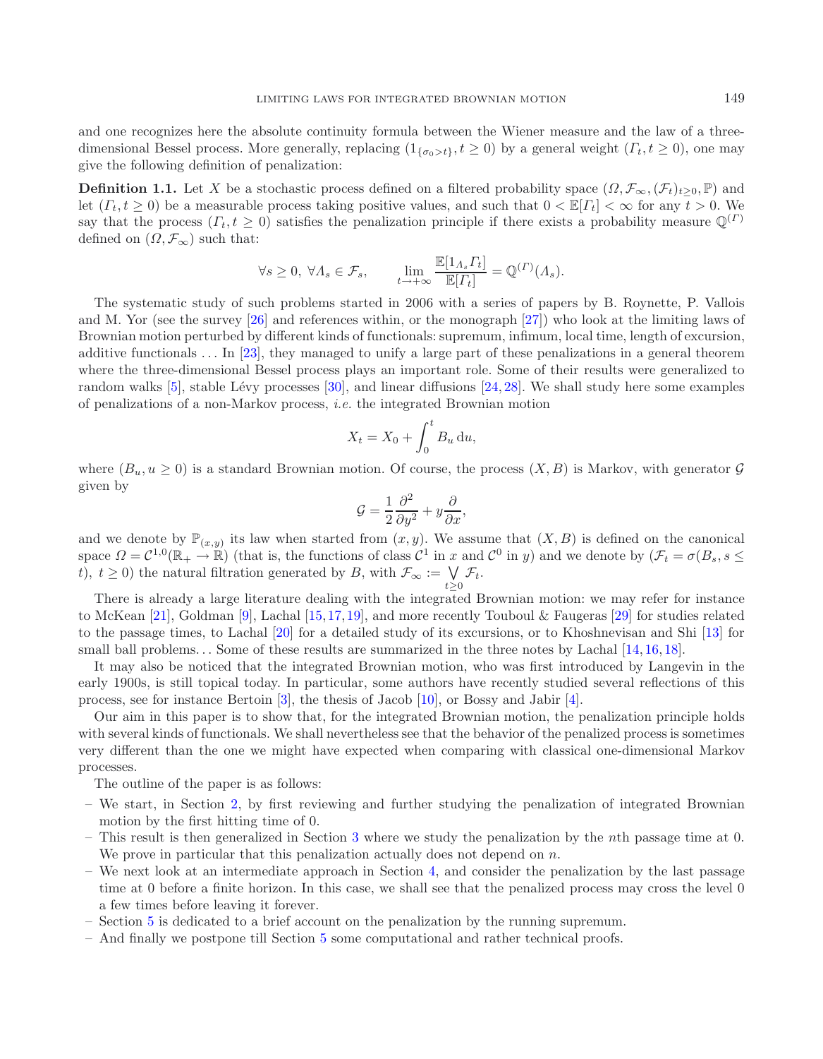and one recognizes here the absolute continuity formula between the Wiener measure and the law of a three-dimensional Bessel process. More generally, replacing $(1_{\{\sigma_0>t\}}, t \geq 0)$ by a general weight $(\Gamma_t, t \geq 0)$, one may give the following definition of penalization:

**Definition 1.1.** Let $X$ be a stochastic process defined on a filtered probability space $(\Omega, \mathcal{F}_\infty, (\mathcal{F}_t)_{t\geq 0}, \mathbb{P})$ and let $(\Gamma_t, t \geq 0)$ be a measurable process taking positive values, and such that $0 < \mathbb{E}[\Gamma_t] < \infty$ for any $t > 0$. We say that the process $(\Gamma_t, t \geq 0)$ satisfies the penalization principle if there exists a probability measure $\mathbb{Q}^{(\Gamma)}$ defined on $(\Omega, \mathcal{F}_\infty)$ such that:

$$\forall s \geq 0,\ \forall \Lambda_s \in \mathcal{F}_s, \qquad \lim_{t\to+\infty} \frac{\mathbb{E}[1_{\Lambda_s}\Gamma_t]}{\mathbb{E}[\Gamma_t]} = \mathbb{Q}^{(\Gamma)}(\Lambda_s).$$

The systematic study of such problems started in 2006 with a series of papers by B. Roynette, P. Vallois and M. Yor (see the survey [26] and references within, or the monograph [27]) who look at the limiting laws of Brownian motion perturbed by different kinds of functionals: supremum, infimum, local time, length of excursion, additive functionals ... In [23], they managed to unify a large part of these penalizations in a general theorem where the three-dimensional Bessel process plays an important role. Some of their results were generalized to random walks [5], stable Lévy processes [30], and linear diffusions [24,28]. We shall study here some examples of penalizations of a non-Markov process, *i.e.* the integrated Brownian motion

$$X_t = X_0 + \int_0^t B_u \,\mathrm{d}u,$$

where $(B_u, u \geq 0)$ is a standard Brownian motion. Of course, the process $(X, B)$ is Markov, with generator $\mathcal{G}$ given by

$$\mathcal{G} = \frac{1}{2}\frac{\partial^2}{\partial y^2} + y\frac{\partial}{\partial x},$$

and we denote by $\mathbb{P}_{(x,y)}$ its law when started from $(x, y)$. We assume that $(X, B)$ is defined on the canonical space $\Omega = \mathcal{C}^{1,0}(\mathbb{R}_+ \to \mathbb{R})$ (that is, the functions of class $\mathcal{C}^1$ in $x$ and $\mathcal{C}^0$ in $y$) and we denote by $(\mathcal{F}_t = \sigma(B_s, s \leq t),\ t \geq 0)$ the natural filtration generated by $B$, with $\mathcal{F}_\infty := \bigvee_{t\geq 0} \mathcal{F}_t$.

There is already a large literature dealing with the integrated Brownian motion: we may refer for instance to McKean [21], Goldman [9], Lachal [15,17,19], and more recently Touboul & Faugeras [29] for studies related to the passage times, to Lachal [20] for a detailed study of its excursions, or to Khoshnevisan and Shi [13] for small ball problems... Some of these results are summarized in the three notes by Lachal [14,16,18].

It may also be noticed that the integrated Brownian motion, who was first introduced by Langevin in the early 1900s, is still topical today. In particular, some authors have recently studied several reflections of this process, see for instance Bertoin [3], the thesis of Jacob [10], or Bossy and Jabir [4].

Our aim in this paper is to show that, for the integrated Brownian motion, the penalization principle holds with several kinds of functionals. We shall nevertheless see that the behavior of the penalized process is sometimes very different than the one we might have expected when comparing with classical one-dimensional Markov processes.

The outline of the paper is as follows:

- We start, in Section 2, by first reviewing and further studying the penalization of integrated Brownian motion by the first hitting time of 0.
- This result is then generalized in Section 3 where we study the penalization by the $n$th passage time at 0. We prove in particular that this penalization actually does not depend on $n$.
- We next look at an intermediate approach in Section 4, and consider the penalization by the last passage time at 0 before a finite horizon. In this case, we shall see that the penalized process may cross the level 0 a few times before leaving it forever.
- Section 5 is dedicated to a brief account on the penalization by the running supremum.
- And finally we postpone till Section 5 some computational and rather technical proofs.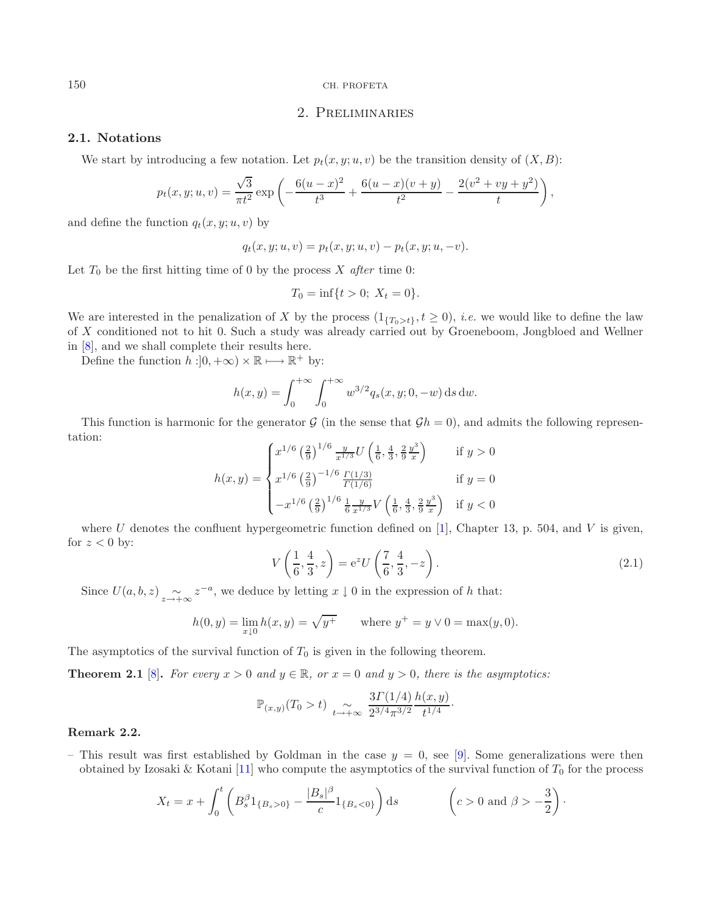## 2. Preliminaries

### 2.1. Notations

We start by introducing a few notation. Let $p_t(x, y; u, v)$ be the transition density of $(X, B)$:

$$p_t(x, y; u, v) = \frac{\sqrt{3}}{\pi t^2} \exp\left(-\frac{6(u-x)^2}{t^3} + \frac{6(u-x)(v+y)}{t^2} - \frac{2(v^2+vy+y^2)}{t}\right),$$

and define the function $q_t(x, y; u, v)$ by

$$q_t(x, y; u, v) = p_t(x, y; u, v) - p_t(x, y; u, -v).$$

Let $T_0$ be the first hitting time of 0 by the process $X$ *after* time 0:

$$T_0 = \inf\{t > 0;\ X_t = 0\}.$$

We are interested in the penalization of $X$ by the process $(1_{\{T_0 > t\}}, t \geq 0)$, *i.e.* we would like to define the law of $X$ conditioned not to hit 0. Such a study was already carried out by Groeneboom, Jongbloed and Wellner in [8], and we shall complete their results here.

Define the function $h : ]0, +\infty) \times \mathbb{R} \longmapsto \mathbb{R}^+$ by:

$$h(x, y) = \int_0^{+\infty} \int_0^{+\infty} w^{3/2} q_s(x, y; 0, -w) \, \mathrm{d}s \, \mathrm{d}w.$$

This function is harmonic for the generator $\mathcal{G}$ (in the sense that $\mathcal{G}h = 0$), and admits the following representation:

$$h(x, y) = \begin{cases} x^{1/6} \left(\frac{2}{9}\right)^{1/6} \frac{y}{x^{1/3}} U\left(\frac{1}{6}, \frac{4}{3}, \frac{2}{9}\frac{y^3}{x}\right) & \text{if } y > 0 \\ x^{1/6} \left(\frac{2}{9}\right)^{-1/6} \frac{\Gamma(1/3)}{\Gamma(1/6)} & \text{if } y = 0 \\ -x^{1/6} \left(\frac{2}{9}\right)^{1/6} \frac{1}{6} \frac{y}{x^{1/3}} V\left(\frac{1}{6}, \frac{4}{3}, \frac{2}{9}\frac{y^3}{x}\right) & \text{if } y < 0 \end{cases}$$

where $U$ denotes the confluent hypergeometric function defined on [1], Chapter 13, p. 504, and $V$ is given, for $z < 0$ by:

$$V\left(\frac{1}{6}, \frac{4}{3}, z\right) = \mathrm{e}^z U\left(\frac{7}{6}, \frac{4}{3}, -z\right). \tag{2.1}$$

Since $U(a, b, z) \underset{z \to +\infty}{\sim} z^{-a}$, we deduce by letting $x \downarrow 0$ in the expression of $h$ that:

$$h(0, y) = \lim_{x \downarrow 0} h(x, y) = \sqrt{y^+} \qquad \text{where } y^+ = y \vee 0 = \max(y, 0).$$

The asymptotics of the survival function of $T_0$ is given in the following theorem.

**Theorem 2.1** [8]**.** *For every $x > 0$ and $y \in \mathbb{R}$, or $x = 0$ and $y > 0$, there is the asymptotics:*

$$\mathbb{P}_{(x,y)}(T_0 > t) \underset{t \to +\infty}{\sim} \frac{3\Gamma(1/4)}{2^{3/4}\pi^{3/2}} \frac{h(x, y)}{t^{1/4}}.$$

**Remark 2.2.**

– This result was first established by Goldman in the case $y = 0$, see [9]. Some generalizations were then obtained by Izosaki & Kotani [11] who compute the asymptotics of the survival function of $T_0$ for the process

$$X_t = x + \int_0^t \left(B_s^\beta 1_{\{B_s > 0\}} - \frac{|B_s|^\beta}{c} 1_{\{B_s < 0\}}\right) \mathrm{d}s \qquad \left(c > 0 \text{ and } \beta > -\frac{3}{2}\right).$$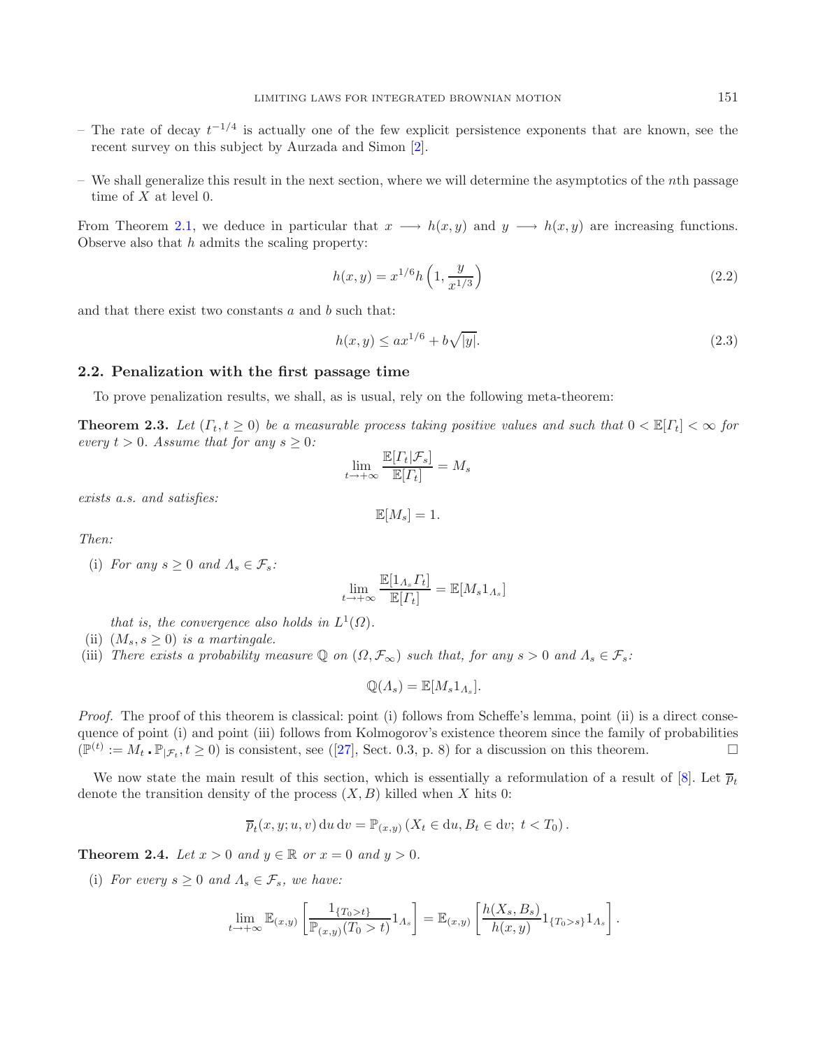– The rate of decay $t^{-1/4}$ is actually one of the few explicit persistence exponents that are known, see the recent survey on this subject by Aurzada and Simon [2].

– We shall generalize this result in the next section, where we will determine the asymptotics of the $n$th passage time of $X$ at level 0.

From Theorem 2.1, we deduce in particular that $x \longrightarrow h(x,y)$ and $y \longrightarrow h(x,y)$ are increasing functions. Observe also that $h$ admits the scaling property:

$$h(x,y) = x^{1/6} h\left(1, \frac{y}{x^{1/3}}\right) \tag{2.2}$$

and that there exist two constants $a$ and $b$ such that:

$$h(x,y) \leq a x^{1/6} + b\sqrt{|y|}. \tag{2.3}$$

### 2.2. Penalization with the first passage time

To prove penalization results, we shall, as is usual, rely on the following meta-theorem:

**Theorem 2.3.** *Let $(\Gamma_t, t \geq 0)$ be a measurable process taking positive values and such that $0 < \mathbb{E}[\Gamma_t] < \infty$ for every $t > 0$. Assume that for any $s \geq 0$:*

$$\lim_{t \to +\infty} \frac{\mathbb{E}[\Gamma_t | \mathcal{F}_s]}{\mathbb{E}[\Gamma_t]} = M_s$$

*exists a.s. and satisfies:*

$$\mathbb{E}[M_s] = 1.$$

*Then:*

(i) *For any $s \geq 0$ and $\Lambda_s \in \mathcal{F}_s$:*

$$\lim_{t \to +\infty} \frac{\mathbb{E}[1_{\Lambda_s} \Gamma_t]}{\mathbb{E}[\Gamma_t]} = \mathbb{E}[M_s 1_{\Lambda_s}]$$

*that is, the convergence also holds in $L^1(\Omega)$.*

(ii) *$(M_s, s \geq 0)$ is a martingale.*

(iii) *There exists a probability measure $\mathbb{Q}$ on $(\Omega, \mathcal{F}_\infty)$ such that, for any $s > 0$ and $\Lambda_s \in \mathcal{F}_s$:*

$$\mathbb{Q}(\Lambda_s) = \mathbb{E}[M_s 1_{\Lambda_s}].$$

*Proof.* The proof of this theorem is classical: point (i) follows from Scheffe's lemma, point (ii) is a direct consequence of point (i) and point (iii) follows from Kolmogorov's existence theorem since the family of probabilities $(\mathbb{P}^{(t)} := M_t \centerdot \mathbb{P}_{|\mathcal{F}_t}, t \geq 0)$ is consistent, see ([27], Sect. 0.3, p. 8) for a discussion on this theorem. □

We now state the main result of this section, which is essentially a reformulation of a result of [8]. Let $\overline{p}_t$ denote the transition density of the process $(X, B)$ killed when $X$ hits 0:

$$\overline{p}_t(x, y; u, v)\, \mathrm{d}u\, \mathrm{d}v = \mathbb{P}_{(x,y)}\left(X_t \in \mathrm{d}u, B_t \in \mathrm{d}v;\ t < T_0\right).$$

**Theorem 2.4.** *Let $x > 0$ and $y \in \mathbb{R}$ or $x = 0$ and $y > 0$.*

(i) *For every $s \geq 0$ and $\Lambda_s \in \mathcal{F}_s$, we have:*

$$\lim_{t \to +\infty} \mathbb{E}_{(x,y)}\left[\frac{1_{\{T_0 > t\}}}{\mathbb{P}_{(x,y)}(T_0 > t)} 1_{\Lambda_s}\right] = \mathbb{E}_{(x,y)}\left[\frac{h(X_s, B_s)}{h(x,y)} 1_{\{T_0 > s\}} 1_{\Lambda_s}\right].$$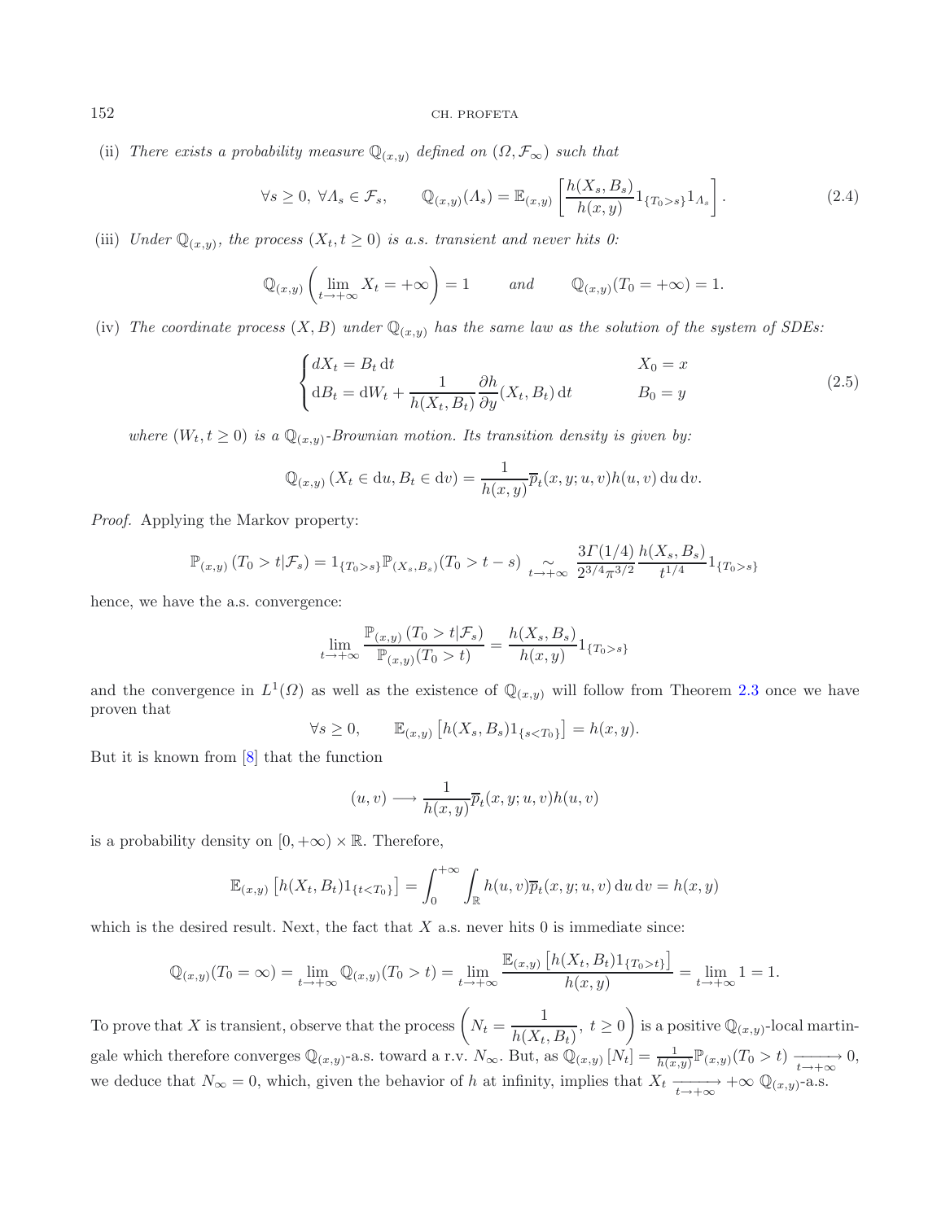(ii) *There exists a probability measure* $\mathbb{Q}_{(x,y)}$ *defined on* $(\Omega, \mathcal{F}_\infty)$ *such that*

$$\forall s \geq 0,\ \forall \Lambda_s \in \mathcal{F}_s, \qquad \mathbb{Q}_{(x,y)}(\Lambda_s) = \mathbb{E}_{(x,y)}\left[\frac{h(X_s, B_s)}{h(x,y)} 1_{\{T_0 > s\}} 1_{\Lambda_s}\right]. \tag{2.4}$$

(iii) *Under* $\mathbb{Q}_{(x,y)}$*, the process* $(X_t, t \geq 0)$ *is a.s. transient and never hits 0:*

$$\mathbb{Q}_{(x,y)}\left(\lim_{t \to +\infty} X_t = +\infty\right) = 1 \qquad \textit{and} \qquad \mathbb{Q}_{(x,y)}(T_0 = +\infty) = 1.$$

(iv) *The coordinate process* $(X, B)$ *under* $\mathbb{Q}_{(x,y)}$ *has the same law as the solution of the system of SDEs:*

$$\begin{cases} dX_t = B_t \,\mathrm{d}t & X_0 = x \\ \mathrm{d}B_t = \mathrm{d}W_t + \dfrac{1}{h(X_t, B_t)} \dfrac{\partial h}{\partial y}(X_t, B_t)\,\mathrm{d}t & B_0 = y \end{cases} \tag{2.5}$$

*where* $(W_t, t \geq 0)$ *is a* $\mathbb{Q}_{(x,y)}$*-Brownian motion. Its transition density is given by:*

$$\mathbb{Q}_{(x,y)}\left(X_t \in \mathrm{d}u, B_t \in \mathrm{d}v\right) = \frac{1}{h(x,y)} \overline{p}_t(x,y;u,v) h(u,v)\,\mathrm{d}u\,\mathrm{d}v.$$

*Proof.* Applying the Markov property:

$$\mathbb{P}_{(x,y)}\left(T_0 > t | \mathcal{F}_s\right) = 1_{\{T_0 > s\}} \mathbb{P}_{(X_s, B_s)}(T_0 > t - s) \underset{t \to +\infty}{\sim} \frac{3\Gamma(1/4)}{2^{3/4}\pi^{3/2}} \frac{h(X_s, B_s)}{t^{1/4}} 1_{\{T_0 > s\}}$$

hence, we have the a.s. convergence:

$$\lim_{t \to +\infty} \frac{\mathbb{P}_{(x,y)}\left(T_0 > t | \mathcal{F}_s\right)}{\mathbb{P}_{(x,y)}(T_0 > t)} = \frac{h(X_s, B_s)}{h(x,y)} 1_{\{T_0 > s\}}$$

and the convergence in $L^1(\Omega)$ as well as the existence of $\mathbb{Q}_{(x,y)}$ will follow from Theorem 2.3 once we have proven that

$$\forall s \geq 0, \qquad \mathbb{E}_{(x,y)}\left[h(X_s, B_s) 1_{\{s < T_0\}}\right] = h(x,y).$$

But it is known from [8] that the function

$$(u,v) \longrightarrow \frac{1}{h(x,y)} \overline{p}_t(x,y;u,v) h(u,v)$$

is a probability density on $[0, +\infty) \times \mathbb{R}$. Therefore,

$$\mathbb{E}_{(x,y)}\left[h(X_t, B_t) 1_{\{t < T_0\}}\right] = \int_0^{+\infty} \int_{\mathbb{R}} h(u,v) \overline{p}_t(x,y;u,v)\,\mathrm{d}u\,\mathrm{d}v = h(x,y)$$

which is the desired result. Next, the fact that $X$ a.s. never hits 0 is immediate since:

$$\mathbb{Q}_{(x,y)}(T_0 = \infty) = \lim_{t \to +\infty} \mathbb{Q}_{(x,y)}(T_0 > t) = \lim_{t \to +\infty} \frac{\mathbb{E}_{(x,y)}\left[h(X_t, B_t) 1_{\{T_0 > t\}}\right]}{h(x,y)} = \lim_{t \to +\infty} 1 = 1.$$

To prove that $X$ is transient, observe that the process $\left(N_t = \dfrac{1}{h(X_t, B_t)},\ t \geq 0\right)$ is a positive $\mathbb{Q}_{(x,y)}$-local martingale which therefore converges $\mathbb{Q}_{(x,y)}$-a.s. toward a r.v. $N_\infty$. But, as $\mathbb{Q}_{(x,y)}\left[N_t\right] = \frac{1}{h(x,y)} \mathbb{P}_{(x,y)}(T_0 > t) \xrightarrow[t \to +\infty]{} 0$, we deduce that $N_\infty = 0$, which, given the behavior of $h$ at infinity, implies that $X_t \xrightarrow[t \to +\infty]{} +\infty$ $\mathbb{Q}_{(x,y)}$-a.s.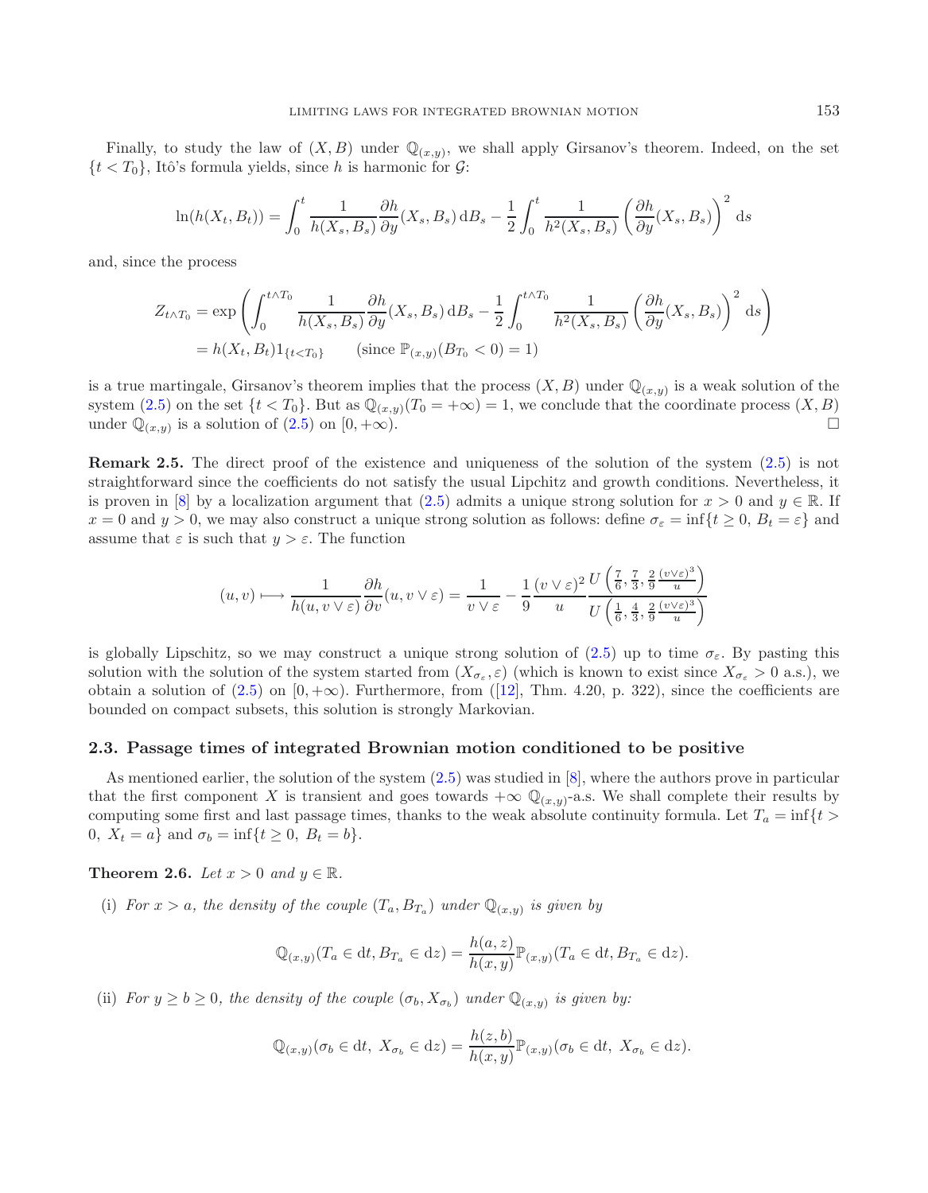Finally, to study the law of $(X, B)$ under $\mathbb{Q}_{(x,y)}$, we shall apply Girsanov's theorem. Indeed, on the set $\{t < T_0\}$, Itô's formula yields, since $h$ is harmonic for $\mathcal{G}$:

$$\ln(h(X_t, B_t)) = \int_0^t \frac{1}{h(X_s, B_s)} \frac{\partial h}{\partial y}(X_s, B_s)\, \mathrm{d}B_s - \frac{1}{2}\int_0^t \frac{1}{h^2(X_s, B_s)} \left(\frac{\partial h}{\partial y}(X_s, B_s)\right)^2 \mathrm{d}s$$

and, since the process

$$\begin{aligned} Z_{t\wedge T_0} &= \exp\left(\int_0^{t\wedge T_0} \frac{1}{h(X_s, B_s)} \frac{\partial h}{\partial y}(X_s, B_s)\, \mathrm{d}B_s - \frac{1}{2}\int_0^{t\wedge T_0} \frac{1}{h^2(X_s, B_s)} \left(\frac{\partial h}{\partial y}(X_s, B_s)\right)^2 \mathrm{d}s\right) \\ &= h(X_t, B_t) 1_{\{t<T_0\}} \qquad (\text{since } \mathbb{P}_{(x,y)}(B_{T_0} < 0) = 1) \end{aligned}$$

is a true martingale, Girsanov's theorem implies that the process $(X, B)$ under $\mathbb{Q}_{(x,y)}$ is a weak solution of the system (2.5) on the set $\{t < T_0\}$. But as $\mathbb{Q}_{(x,y)}(T_0 = +\infty) = 1$, we conclude that the coordinate process $(X, B)$ under $\mathbb{Q}_{(x,y)}$ is a solution of (2.5) on $[0, +\infty)$. □

**Remark 2.5.** The direct proof of the existence and uniqueness of the solution of the system (2.5) is not straightforward since the coefficients do not satisfy the usual Lipchitz and growth conditions. Nevertheless, it is proven in [8] by a localization argument that (2.5) admits a unique strong solution for $x > 0$ and $y \in \mathbb{R}$. If $x = 0$ and $y > 0$, we may also construct a unique strong solution as follows: define $\sigma_\varepsilon = \inf\{t \geq 0,\ B_t = \varepsilon\}$ and assume that $\varepsilon$ is such that $y > \varepsilon$. The function

$$(u, v) \longmapsto \frac{1}{h(u, v\vee\varepsilon)} \frac{\partial h}{\partial v}(u, v\vee\varepsilon) = \frac{1}{v\vee\varepsilon} - \frac{1}{9}\frac{(v\vee\varepsilon)^2}{u} \frac{U\left(\frac{7}{6}, \frac{7}{3}, \frac{2}{9}\frac{(v\vee\varepsilon)^3}{u}\right)}{U\left(\frac{1}{6}, \frac{4}{3}, \frac{2}{9}\frac{(v\vee\varepsilon)^3}{u}\right)}$$

is globally Lipschitz, so we may construct a unique strong solution of (2.5) up to time $\sigma_\varepsilon$. By pasting this solution with the solution of the system started from $(X_{\sigma_\varepsilon}, \varepsilon)$ (which is known to exist since $X_{\sigma_\varepsilon} > 0$ a.s.), we obtain a solution of (2.5) on $[0, +\infty)$. Furthermore, from ([12], Thm. 4.20, p. 322), since the coefficients are bounded on compact subsets, this solution is strongly Markovian.

### 2.3. Passage times of integrated Brownian motion conditioned to be positive

As mentioned earlier, the solution of the system (2.5) was studied in [8], where the authors prove in particular that the first component $X$ is transient and goes towards $+\infty$ $\mathbb{Q}_{(x,y)}$-a.s. We shall complete their results by computing some first and last passage times, thanks to the weak absolute continuity formula. Let $T_a = \inf\{t > 0,\ X_t = a\}$ and $\sigma_b = \inf\{t \geq 0,\ B_t = b\}$.

**Theorem 2.6.** *Let $x > 0$ and $y \in \mathbb{R}$.*

(i) *For $x > a$, the density of the couple $(T_a, B_{T_a})$ under $\mathbb{Q}_{(x,y)}$ is given by*

$$\mathbb{Q}_{(x,y)}(T_a \in \mathrm{d}t, B_{T_a} \in \mathrm{d}z) = \frac{h(a,z)}{h(x,y)} \mathbb{P}_{(x,y)}(T_a \in \mathrm{d}t, B_{T_a} \in \mathrm{d}z).$$

(ii) *For $y \geq b \geq 0$, the density of the couple $(\sigma_b, X_{\sigma_b})$ under $\mathbb{Q}_{(x,y)}$ is given by:*

$$\mathbb{Q}_{(x,y)}(\sigma_b \in \mathrm{d}t,\ X_{\sigma_b} \in \mathrm{d}z) = \frac{h(z,b)}{h(x,y)} \mathbb{P}_{(x,y)}(\sigma_b \in \mathrm{d}t,\ X_{\sigma_b} \in \mathrm{d}z).$$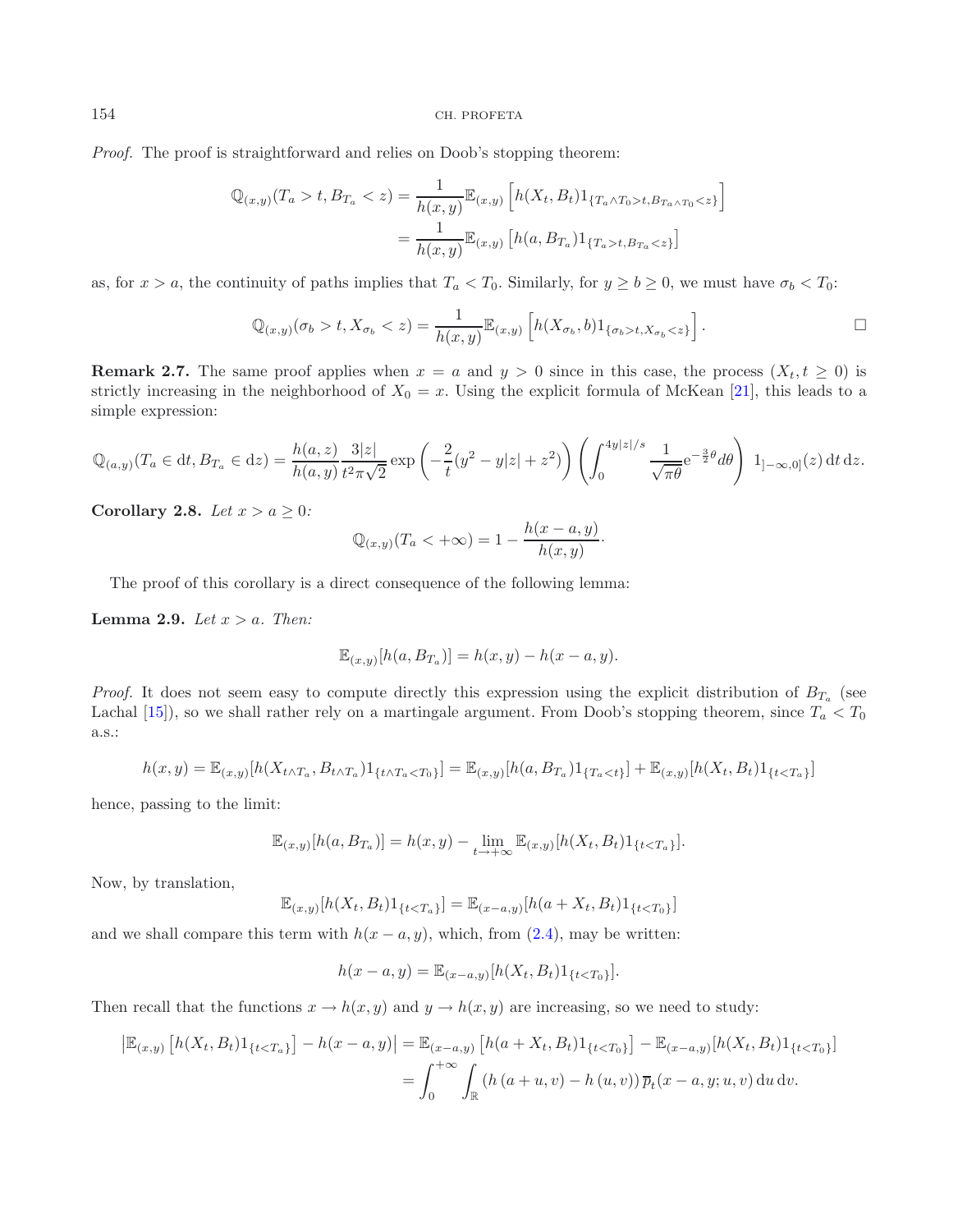*Proof.* The proof is straightforward and relies on Doob's stopping theorem:

$$\mathbb{Q}_{(x,y)}(T_a > t, B_{T_a} < z) = \frac{1}{h(x,y)}\mathbb{E}_{(x,y)}\left[h(X_t, B_t)1_{\{T_a\wedge T_0 > t, B_{T_a\wedge T_0} < z\}}\right]$$
$$= \frac{1}{h(x,y)}\mathbb{E}_{(x,y)}\left[h(a, B_{T_a})1_{\{T_a > t, B_{T_a} < z\}}\right]$$

as, for $x > a$, the continuity of paths implies that $T_a < T_0$. Similarly, for $y \geq b \geq 0$, we must have $\sigma_b < T_0$:

$$\mathbb{Q}_{(x,y)}(\sigma_b > t, X_{\sigma_b} < z) = \frac{1}{h(x,y)}\mathbb{E}_{(x,y)}\left[h(X_{\sigma_b}, b)1_{\{\sigma_b > t, X_{\sigma_b} < z\}}\right].$$

□

**Remark 2.7.** The same proof applies when $x = a$ and $y > 0$ since in this case, the process $(X_t, t \geq 0)$ is strictly increasing in the neighborhood of $X_0 = x$. Using the explicit formula of McKean [21], this leads to a simple expression:

$$\mathbb{Q}_{(a,y)}(T_a \in \mathrm{d}t, B_{T_a} \in \mathrm{d}z) = \frac{h(a,z)}{h(a,y)}\frac{3|z|}{t^2\pi\sqrt{2}}\exp\left(-\frac{2}{t}(y^2 - y|z| + z^2)\right)\left(\int_0^{4y|z|/s}\frac{1}{\sqrt{\pi\theta}}\mathrm{e}^{-\frac{3}{2}\theta}d\theta\right)\ 1_{]-\infty,0]}(z)\,\mathrm{d}t\,\mathrm{d}z.$$

**Corollary 2.8.** *Let $x > a \geq 0$:*

$$\mathbb{Q}_{(x,y)}(T_a < +\infty) = 1 - \frac{h(x-a,y)}{h(x,y)}\cdot$$

The proof of this corollary is a direct consequence of the following lemma:

**Lemma 2.9.** *Let $x > a$. Then:*

$$\mathbb{E}_{(x,y)}[h(a, B_{T_a})] = h(x,y) - h(x-a,y).$$

*Proof.* It does not seem easy to compute directly this expression using the explicit distribution of $B_{T_a}$ (see Lachal [15]), so we shall rather rely on a martingale argument. From Doob's stopping theorem, since $T_a < T_0$ a.s.:

$$h(x,y) = \mathbb{E}_{(x,y)}[h(X_{t\wedge T_a}, B_{t\wedge T_a})1_{\{t\wedge T_a < T_0\}}] = \mathbb{E}_{(x,y)}[h(a, B_{T_a})1_{\{T_a < t\}}] + \mathbb{E}_{(x,y)}[h(X_t, B_t)1_{\{t < T_a\}}]$$

hence, passing to the limit:

$$\mathbb{E}_{(x,y)}[h(a, B_{T_a})] = h(x,y) - \lim_{t\to+\infty}\mathbb{E}_{(x,y)}[h(X_t, B_t)1_{\{t < T_a\}}].$$

Now, by translation,

$$\mathbb{E}_{(x,y)}[h(X_t, B_t)1_{\{t < T_a\}}] = \mathbb{E}_{(x-a,y)}[h(a + X_t, B_t)1_{\{t < T_0\}}]$$

and we shall compare this term with $h(x-a,y)$, which, from (2.4), may be written:

$$h(x-a,y) = \mathbb{E}_{(x-a,y)}[h(X_t, B_t)1_{\{t < T_0\}}].$$

Then recall that the functions $x \to h(x,y)$ and $y \to h(x,y)$ are increasing, so we need to study:

$$\left|\mathbb{E}_{(x,y)}\left[h(X_t, B_t)1_{\{t < T_a\}}\right] - h(x-a,y)\right| = \mathbb{E}_{(x-a,y)}\left[h(a + X_t, B_t)1_{\{t < T_0\}}\right] - \mathbb{E}_{(x-a,y)}[h(X_t, B_t)1_{\{t < T_0\}}]$$
$$= \int_0^{+\infty}\int_{\mathbb{R}}\left(h\left(a+u, v\right) - h\left(u, v\right)\right)\overline{p}_t(x-a, y; u, v)\,\mathrm{d}u\,\mathrm{d}v.$$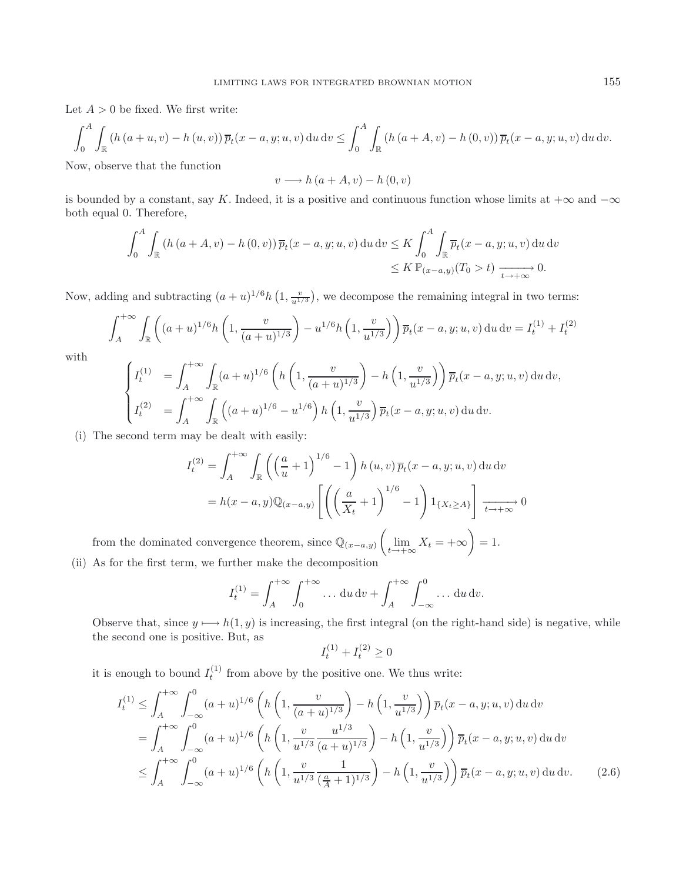Let $A > 0$ be fixed. We first write:

$$\int_0^A \int_{\mathbb{R}} \left(h\left(a+u,v\right) - h\left(u,v\right)\right) \overline{p}_t(x-a,y;u,v)\,\mathrm{d}u\,\mathrm{d}v \leq \int_0^A \int_{\mathbb{R}} \left(h\left(a+A,v\right) - h\left(0,v\right)\right) \overline{p}_t(x-a,y;u,v)\,\mathrm{d}u\,\mathrm{d}v.$$

Now, observe that the function

$$v \longrightarrow h\left(a+A,v\right) - h\left(0,v\right)$$

is bounded by a constant, say $K$. Indeed, it is a positive and continuous function whose limits at $+\infty$ and $-\infty$ both equal 0. Therefore,

$$\begin{aligned}
\int_0^A \int_{\mathbb{R}} \left(h\left(a+A,v\right) - h\left(0,v\right)\right) \overline{p}_t(x-a,y;u,v)\,\mathrm{d}u\,\mathrm{d}v &\leq K \int_0^A \int_{\mathbb{R}} \overline{p}_t(x-a,y;u,v)\,\mathrm{d}u\,\mathrm{d}v \\
&\leq K\, \mathbb{P}_{(x-a,y)}(T_0 > t) \xrightarrow[t\to+\infty]{} 0.
\end{aligned}$$

Now, adding and subtracting $(a+u)^{1/6} h\left(1, \frac{v}{u^{1/3}}\right)$, we decompose the remaining integral in two terms:

$$\int_A^{+\infty} \int_{\mathbb{R}} \left( (a+u)^{1/6} h\left(1, \frac{v}{(a+u)^{1/3}}\right) - u^{1/6} h\left(1, \frac{v}{u^{1/3}}\right)\right) \overline{p}_t(x-a,y;u,v)\,\mathrm{d}u\,\mathrm{d}v = I_t^{(1)} + I_t^{(2)}$$

with

$$\begin{cases}
I_t^{(1)} &= \displaystyle\int_A^{+\infty} \int_{\mathbb{R}} (a+u)^{1/6} \left( h\left(1, \frac{v}{(a+u)^{1/3}}\right) - h\left(1, \frac{v}{u^{1/3}}\right)\right) \overline{p}_t(x-a,y;u,v)\,\mathrm{d}u\,\mathrm{d}v, \\
I_t^{(2)} &= \displaystyle\int_A^{+\infty} \int_{\mathbb{R}} \left( (a+u)^{1/6} - u^{1/6} \right) h\left(1, \frac{v}{u^{1/3}}\right) \overline{p}_t(x-a,y;u,v)\,\mathrm{d}u\,\mathrm{d}v.
\end{cases}$$

(i) The second term may be dealt with easily:

$$\begin{aligned}
I_t^{(2)} &= \int_A^{+\infty} \int_{\mathbb{R}} \left( \left(\frac{a}{u} + 1\right)^{1/6} - 1 \right) h\left(u,v\right) \overline{p}_t(x-a,y;u,v)\,\mathrm{d}u\,\mathrm{d}v \\
&= h(x-a,y)\mathbb{Q}_{(x-a,y)}\left[ \left( \left(\frac{a}{X_t} + 1\right)^{1/6} - 1 \right) 1_{\{X_t \geq A\}} \right] \xrightarrow[t\to+\infty]{} 0
\end{aligned}$$

from the dominated convergence theorem, since $\mathbb{Q}_{(x-a,y)}\left( \lim\limits_{t\to+\infty} X_t = +\infty \right) = 1$.

(ii) As for the first term, we further make the decomposition

$$I_t^{(1)} = \int_A^{+\infty} \int_0^{+\infty} \ldots\,\mathrm{d}u\,\mathrm{d}v + \int_A^{+\infty} \int_{-\infty}^{0} \ldots\,\mathrm{d}u\,\mathrm{d}v.$$

Observe that, since $y \longmapsto h(1,y)$ is increasing, the first integral (on the right-hand side) is negative, while the second one is positive. But, as

$$I_t^{(1)} + I_t^{(2)} \geq 0$$

it is enough to bound $I_t^{(1)}$ from above by the positive one. We thus write:

$$\begin{aligned}
I_t^{(1)} &\leq \int_A^{+\infty} \int_{-\infty}^{0} (a+u)^{1/6} \left( h\left(1, \frac{v}{(a+u)^{1/3}}\right) - h\left(1, \frac{v}{u^{1/3}}\right)\right) \overline{p}_t(x-a,y;u,v)\,\mathrm{d}u\,\mathrm{d}v \\
&= \int_A^{+\infty} \int_{-\infty}^{0} (a+u)^{1/6} \left( h\left(1, \frac{v}{u^{1/3}} \frac{u^{1/3}}{(a+u)^{1/3}}\right) - h\left(1, \frac{v}{u^{1/3}}\right)\right) \overline{p}_t(x-a,y;u,v)\,\mathrm{d}u\,\mathrm{d}v \\
&\leq \int_A^{+\infty} \int_{-\infty}^{0} (a+u)^{1/6} \left( h\left(1, \frac{v}{u^{1/3}} \frac{1}{(\frac{a}{A}+1)^{1/3}}\right) - h\left(1, \frac{v}{u^{1/3}}\right)\right) \overline{p}_t(x-a,y;u,v)\,\mathrm{d}u\,\mathrm{d}v. \qquad (2.6)
\end{aligned}$$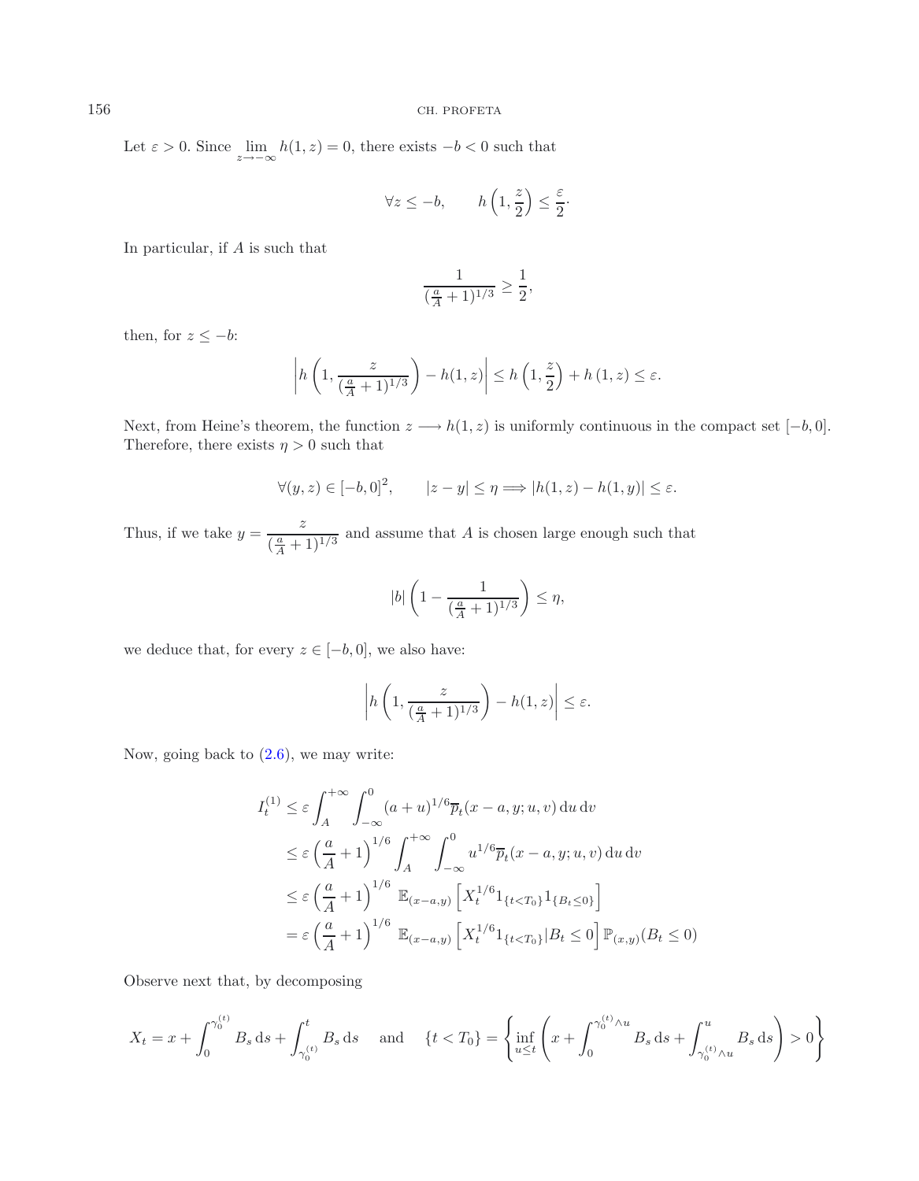Let $\varepsilon > 0$. Since $\lim\limits_{z\to-\infty} h(1,z) = 0$, there exists $-b < 0$ such that

$$\forall z \leq -b, \qquad h\left(1, \frac{z}{2}\right) \leq \frac{\varepsilon}{2}.$$

In particular, if $A$ is such that

$$\frac{1}{(\frac{a}{A}+1)^{1/3}} \geq \frac{1}{2},$$

then, for $z \leq -b$:

$$\left| h\left(1, \frac{z}{(\frac{a}{A}+1)^{1/3}}\right) - h(1,z) \right| \leq h\left(1, \frac{z}{2}\right) + h\left(1, z\right) \leq \varepsilon.$$

Next, from Heine's theorem, the function $z \longrightarrow h(1,z)$ is uniformly continuous in the compact set $[-b, 0]$. Therefore, there exists $\eta > 0$ such that

$$\forall (y,z) \in [-b,0]^2, \qquad |z-y| \leq \eta \Longrightarrow |h(1,z) - h(1,y)| \leq \varepsilon.$$

Thus, if we take $y = \dfrac{z}{(\frac{a}{A}+1)^{1/3}}$ and assume that $A$ is chosen large enough such that

$$|b| \left(1 - \frac{1}{(\frac{a}{A}+1)^{1/3}}\right) \leq \eta,$$

we deduce that, for every $z \in [-b, 0]$, we also have:

$$\left| h\left(1, \frac{z}{(\frac{a}{A}+1)^{1/3}}\right) - h(1,z) \right| \leq \varepsilon.$$

Now, going back to (2.6), we may write:

$$\begin{aligned}
I_t^{(1)} &\leq \varepsilon \int_A^{+\infty} \int_{-\infty}^0 (a+u)^{1/6} \overline{p}_t(x-a, y; u, v)\, \mathrm{d}u\, \mathrm{d}v \\
&\leq \varepsilon \left(\frac{a}{A}+1\right)^{1/6} \int_A^{+\infty} \int_{-\infty}^0 u^{1/6} \overline{p}_t(x-a, y; u, v)\, \mathrm{d}u\, \mathrm{d}v \\
&\leq \varepsilon \left(\frac{a}{A}+1\right)^{1/6} \mathbb{E}_{(x-a,y)}\left[X_t^{1/6} 1_{\{t<T_0\}} 1_{\{B_t \leq 0\}}\right] \\
&= \varepsilon \left(\frac{a}{A}+1\right)^{1/6} \mathbb{E}_{(x-a,y)}\left[X_t^{1/6} 1_{\{t<T_0\}} | B_t \leq 0\right] \mathbb{P}_{(x,y)}(B_t \leq 0)
\end{aligned}$$

Observe next that, by decomposing

$$X_t = x + \int_0^{\gamma_0^{(t)}} B_s\, \mathrm{d}s + \int_{\gamma_0^{(t)}}^t B_s\, \mathrm{d}s \quad \text{ and } \quad \{t < T_0\} = \left\{ \inf_{u \leq t} \left( x + \int_0^{\gamma_0^{(t)} \wedge u} B_s\, \mathrm{d}s + \int_{\gamma_0^{(t)} \wedge u}^u B_s\, \mathrm{d}s \right) > 0 \right\}$$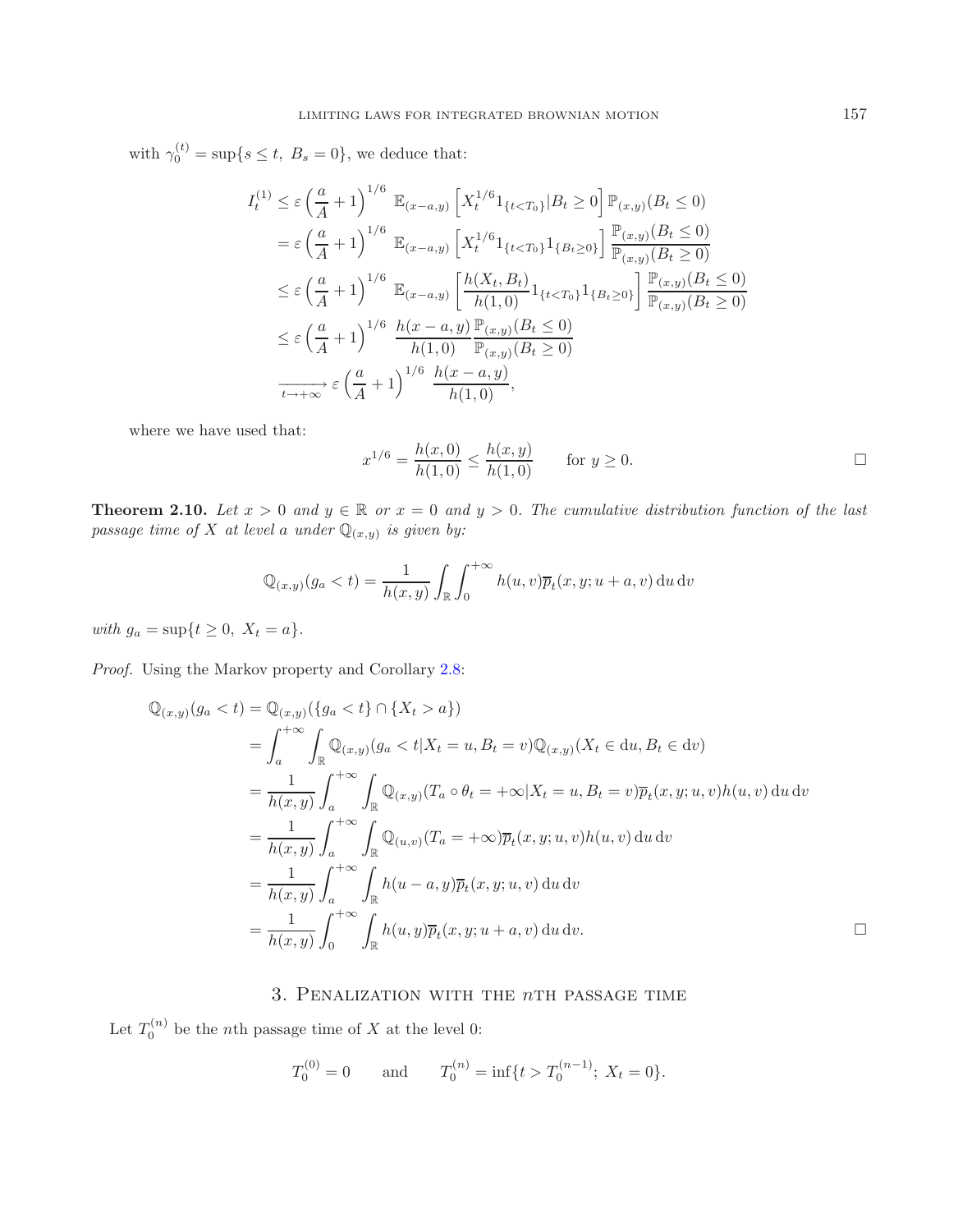with $\gamma_0^{(t)} = \sup\{s \leq t,\ B_s = 0\}$, we deduce that:

$$
\begin{aligned}
I_t^{(1)} &\leq \varepsilon \left(\frac{a}{A}+1\right)^{1/6} \mathbb{E}_{(x-a,y)}\left[X_t^{1/6} 1_{\{t<T_0\}} | B_t \geq 0\right] \mathbb{P}_{(x,y)}(B_t \leq 0) \\
&= \varepsilon \left(\frac{a}{A}+1\right)^{1/6} \mathbb{E}_{(x-a,y)}\left[X_t^{1/6} 1_{\{t<T_0\}} 1_{\{B_t \geq 0\}}\right] \frac{\mathbb{P}_{(x,y)}(B_t \leq 0)}{\mathbb{P}_{(x,y)}(B_t \geq 0)} \\
&\leq \varepsilon \left(\frac{a}{A}+1\right)^{1/6} \mathbb{E}_{(x-a,y)}\left[\frac{h(X_t,B_t)}{h(1,0)} 1_{\{t<T_0\}} 1_{\{B_t \geq 0\}}\right] \frac{\mathbb{P}_{(x,y)}(B_t \leq 0)}{\mathbb{P}_{(x,y)}(B_t \geq 0)} \\
&\leq \varepsilon \left(\frac{a}{A}+1\right)^{1/6} \frac{h(x-a,y)}{h(1,0)} \frac{\mathbb{P}_{(x,y)}(B_t \leq 0)}{\mathbb{P}_{(x,y)}(B_t \geq 0)} \\
&\xrightarrow[t\to+\infty]{} \varepsilon \left(\frac{a}{A}+1\right)^{1/6} \frac{h(x-a,y)}{h(1,0)},
\end{aligned}
$$

where we have used that:

$$
x^{1/6} = \frac{h(x,0)}{h(1,0)} \leq \frac{h(x,y)}{h(1,0)} \qquad \text{for } y \geq 0.
$$

□

**Theorem 2.10.** *Let $x > 0$ and $y \in \mathbb{R}$ or $x = 0$ and $y > 0$. The cumulative distribution function of the last passage time of $X$ at level $a$ under $\mathbb{Q}_{(x,y)}$ is given by:*

$$
\mathbb{Q}_{(x,y)}(g_a < t) = \frac{1}{h(x,y)} \int_{\mathbb{R}} \int_0^{+\infty} h(u,v) \overline{p}_t(x,y;u+a,v)\, \mathrm{d}u\, \mathrm{d}v
$$

*with $g_a = \sup\{t \geq 0,\ X_t = a\}$.*

*Proof.* Using the Markov property and Corollary 2.8:

$$
\begin{aligned}
\mathbb{Q}_{(x,y)}(g_a < t) &= \mathbb{Q}_{(x,y)}(\{g_a < t\} \cap \{X_t > a\}) \\
&= \int_a^{+\infty} \int_{\mathbb{R}} \mathbb{Q}_{(x,y)}(g_a < t | X_t = u, B_t = v) \mathbb{Q}_{(x,y)}(X_t \in \mathrm{d}u, B_t \in \mathrm{d}v) \\
&= \frac{1}{h(x,y)} \int_a^{+\infty} \int_{\mathbb{R}} \mathbb{Q}_{(x,y)}(T_a \circ \theta_t = +\infty | X_t = u, B_t = v) \overline{p}_t(x,y;u,v) h(u,v)\, \mathrm{d}u\, \mathrm{d}v \\
&= \frac{1}{h(x,y)} \int_a^{+\infty} \int_{\mathbb{R}} \mathbb{Q}_{(u,v)}(T_a = +\infty) \overline{p}_t(x,y;u,v) h(u,v)\, \mathrm{d}u\, \mathrm{d}v \\
&= \frac{1}{h(x,y)} \int_a^{+\infty} \int_{\mathbb{R}} h(u-a,y) \overline{p}_t(x,y;u,v)\, \mathrm{d}u\, \mathrm{d}v \\
&= \frac{1}{h(x,y)} \int_0^{+\infty} \int_{\mathbb{R}} h(u,y) \overline{p}_t(x,y;u+a,v)\, \mathrm{d}u\, \mathrm{d}v.
\end{aligned}
$$

□

## 3. Penalization with the $n$th passage time

Let $T_0^{(n)}$ be the $n$th passage time of $X$ at the level 0:

$$
T_0^{(0)} = 0 \qquad \text{and} \qquad T_0^{(n)} = \inf\{t > T_0^{(n-1)};\ X_t = 0\}.
$$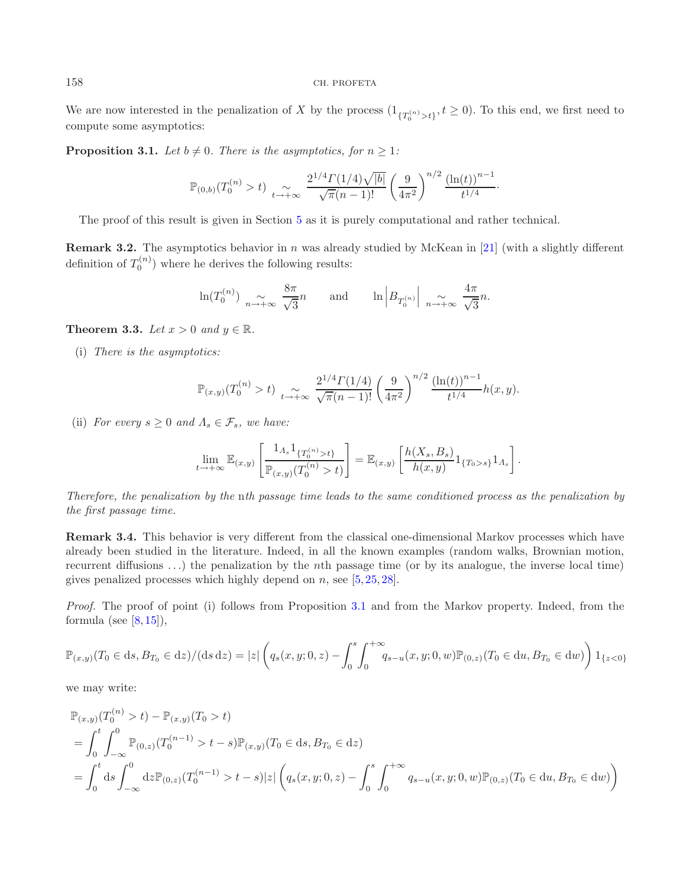We are now interested in the penalization of $X$ by the process $(1_{\{T_0^{(n)}>t\}}, t \geq 0)$. To this end, we first need to compute some asymptotics:

**Proposition 3.1.** *Let $b \neq 0$. There is the asymptotics, for $n \geq 1$:*

$$\mathbb{P}_{(0,b)}(T_0^{(n)} > t) \underset{t\to+\infty}{\sim} \frac{2^{1/4}\Gamma(1/4)\sqrt{|b|}}{\sqrt{\pi}(n-1)!}\left(\frac{9}{4\pi^2}\right)^{n/2}\frac{(\ln(t))^{n-1}}{t^{1/4}}.$$

The proof of this result is given in Section 5 as it is purely computational and rather technical.

**Remark 3.2.** The asymptotics behavior in $n$ was already studied by McKean in [21] (with a slightly different definition of $T_0^{(n)}$) where he derives the following results:

$$\ln(T_0^{(n)}) \underset{n\to+\infty}{\sim} \frac{8\pi}{\sqrt{3}}n \qquad \text{and} \qquad \ln\left|B_{T_0^{(n)}}\right| \underset{n\to+\infty}{\sim} \frac{4\pi}{\sqrt{3}}n.$$

**Theorem 3.3.** *Let $x > 0$ and $y \in \mathbb{R}$.*

(i) *There is the asymptotics:*

$$\mathbb{P}_{(x,y)}(T_0^{(n)} > t) \underset{t\to+\infty}{\sim} \frac{2^{1/4}\Gamma(1/4)}{\sqrt{\pi}(n-1)!}\left(\frac{9}{4\pi^2}\right)^{n/2}\frac{(\ln(t))^{n-1}}{t^{1/4}}h(x,y).$$

(ii) *For every $s \geq 0$ and $\Lambda_s \in \mathcal{F}_s$, we have:*

$$\lim_{t\to+\infty}\mathbb{E}_{(x,y)}\left[\frac{1_{\Lambda_s}1_{\{T_0^{(n)}>t\}}}{\mathbb{P}_{(x,y)}(T_0^{(n)} > t)}\right] = \mathbb{E}_{(x,y)}\left[\frac{h(X_s,B_s)}{h(x,y)}1_{\{T_0>s\}}1_{\Lambda_s}\right].$$

*Therefore, the penalization by the* $n$th *passage time leads to the same conditioned process as the penalization by the first passage time.*

**Remark 3.4.** This behavior is very different from the classical one-dimensional Markov processes which have already been studied in the literature. Indeed, in all the known examples (random walks, Brownian motion, recurrent diffusions ...) the penalization by the $n$th passage time (or by its analogue, the inverse local time) gives penalized processes which highly depend on $n$, see [5, 25, 28].

*Proof.* The proof of point (i) follows from Proposition 3.1 and from the Markov property. Indeed, from the formula (see [8, 15]),

$$\mathbb{P}_{(x,y)}(T_0 \in \mathrm{d}s, B_{T_0} \in \mathrm{d}z)/(\mathrm{d}s\,\mathrm{d}z) = |z|\left(q_s(x,y;0,z) - \int_0^s\int_0^{+\infty}q_{s-u}(x,y;0,w)\mathbb{P}_{(0,z)}(T_0 \in \mathrm{d}u, B_{T_0} \in \mathrm{d}w)\right)1_{\{z<0\}}$$

we may write:

$$\begin{aligned}
&\mathbb{P}_{(x,y)}(T_0^{(n)} > t) - \mathbb{P}_{(x,y)}(T_0 > t)\\
&= \int_0^t\int_{-\infty}^0 \mathbb{P}_{(0,z)}(T_0^{(n-1)} > t-s)\mathbb{P}_{(x,y)}(T_0 \in \mathrm{d}s, B_{T_0} \in \mathrm{d}z)\\
&= \int_0^t \mathrm{d}s\int_{-\infty}^0 \mathrm{d}z\mathbb{P}_{(0,z)}(T_0^{(n-1)} > t-s)|z|\left(q_s(x,y;0,z) - \int_0^s\int_0^{+\infty}q_{s-u}(x,y;0,w)\mathbb{P}_{(0,z)}(T_0 \in \mathrm{d}u, B_{T_0} \in \mathrm{d}w)\right)
\end{aligned}$$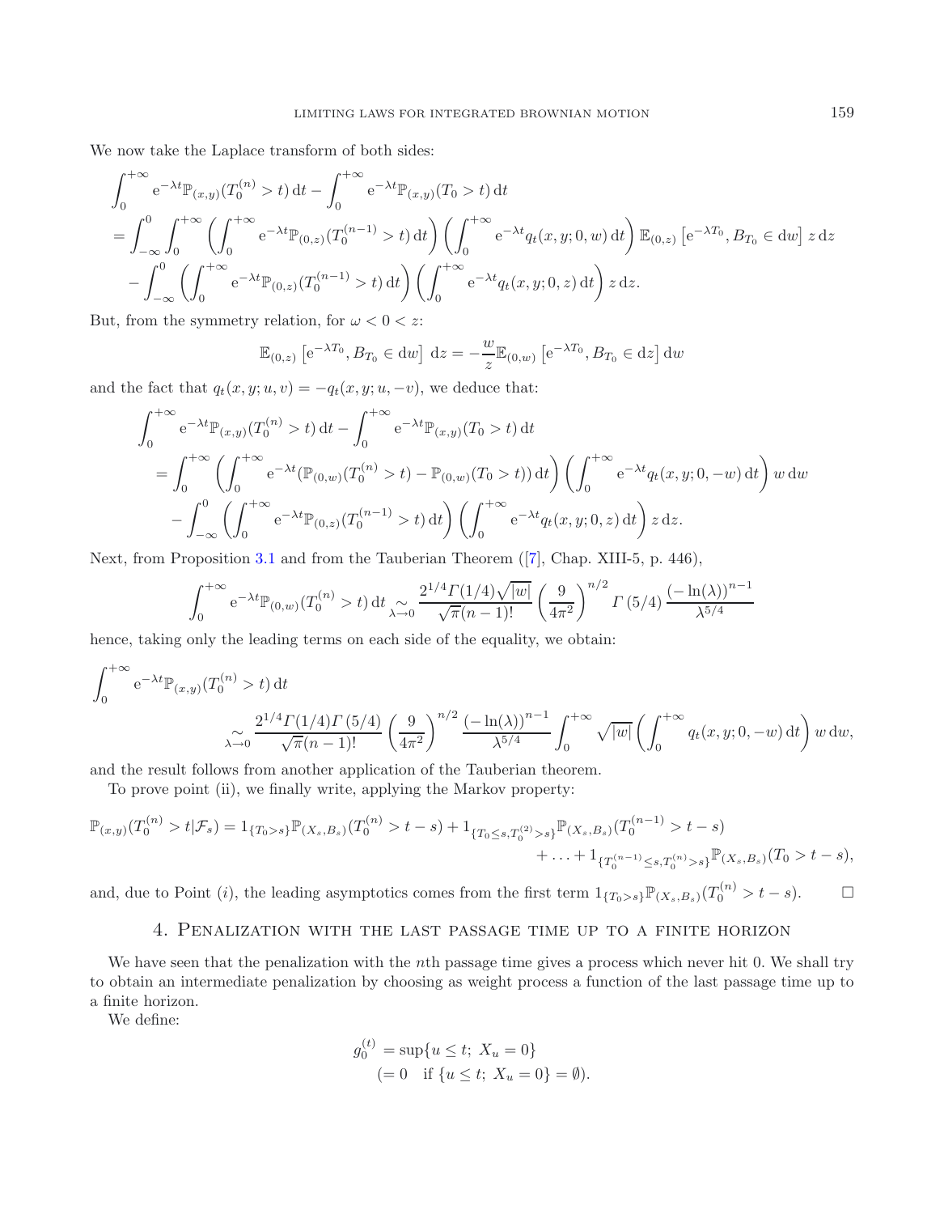We now take the Laplace transform of both sides:

$$
\begin{aligned}
&\int_0^{+\infty} \mathrm{e}^{-\lambda t}\mathbb{P}_{(x,y)}(T_0^{(n)} > t)\,\mathrm{d}t - \int_0^{+\infty} \mathrm{e}^{-\lambda t}\mathbb{P}_{(x,y)}(T_0 > t)\,\mathrm{d}t \\
&= \int_{-\infty}^0 \int_0^{+\infty} \left(\int_0^{+\infty} \mathrm{e}^{-\lambda t}\mathbb{P}_{(0,z)}(T_0^{(n-1)} > t)\,\mathrm{d}t\right)\left(\int_0^{+\infty} \mathrm{e}^{-\lambda t} q_t(x,y;0,w)\,\mathrm{d}t\right)\mathbb{E}_{(0,z)}\left[\mathrm{e}^{-\lambda T_0}, B_{T_0}\in \mathrm{d}w\right] z\,\mathrm{d}z \\
&\quad - \int_{-\infty}^0 \left(\int_0^{+\infty} \mathrm{e}^{-\lambda t}\mathbb{P}_{(0,z)}(T_0^{(n-1)} > t)\,\mathrm{d}t\right)\left(\int_0^{+\infty} \mathrm{e}^{-\lambda t} q_t(x,y;0,z)\,\mathrm{d}t\right) z\,\mathrm{d}z.
\end{aligned}
$$

But, from the symmetry relation, for $\omega < 0 < z$:

$$
\mathbb{E}_{(0,z)}\left[\mathrm{e}^{-\lambda T_0}, B_{T_0}\in \mathrm{d}w\right]\,\mathrm{d}z = -\frac{w}{z}\mathbb{E}_{(0,w)}\left[\mathrm{e}^{-\lambda T_0}, B_{T_0}\in \mathrm{d}z\right]\mathrm{d}w
$$

and the fact that $q_t(x,y;u,v) = -q_t(x,y;u,-v)$, we deduce that:

$$
\begin{aligned}
&\int_0^{+\infty} \mathrm{e}^{-\lambda t}\mathbb{P}_{(x,y)}(T_0^{(n)} > t)\,\mathrm{d}t - \int_0^{+\infty} \mathrm{e}^{-\lambda t}\mathbb{P}_{(x,y)}(T_0 > t)\,\mathrm{d}t \\
&= \int_0^{+\infty} \left(\int_0^{+\infty} \mathrm{e}^{-\lambda t}(\mathbb{P}_{(0,w)}(T_0^{(n)} > t) - \mathbb{P}_{(0,w)}(T_0 > t))\,\mathrm{d}t\right)\left(\int_0^{+\infty} \mathrm{e}^{-\lambda t} q_t(x,y;0,-w)\,\mathrm{d}t\right) w\,\mathrm{d}w \\
&\quad - \int_{-\infty}^0 \left(\int_0^{+\infty} \mathrm{e}^{-\lambda t}\mathbb{P}_{(0,z)}(T_0^{(n-1)} > t)\,\mathrm{d}t\right)\left(\int_0^{+\infty} \mathrm{e}^{-\lambda t} q_t(x,y;0,z)\,\mathrm{d}t\right) z\,\mathrm{d}z.
\end{aligned}
$$

Next, from Proposition 3.1 and from the Tauberian Theorem ([7], Chap. XIII-5, p. 446),

$$
\int_0^{+\infty} \mathrm{e}^{-\lambda t}\mathbb{P}_{(0,w)}(T_0^{(n)} > t)\,\mathrm{d}t \underset{\lambda\to 0}{\sim} \frac{2^{1/4}\Gamma(1/4)\sqrt{|w|}}{\sqrt{\pi}(n-1)!}\left(\frac{9}{4\pi^2}\right)^{n/2}\Gamma(5/4)\frac{(-\ln(\lambda))^{n-1}}{\lambda^{5/4}}
$$

hence, taking only the leading terms on each side of the equality, we obtain:

$$
\begin{aligned}
&\int_0^{+\infty} \mathrm{e}^{-\lambda t}\mathbb{P}_{(x,y)}(T_0^{(n)} > t)\,\mathrm{d}t \\
&\qquad \underset{\lambda\to 0}{\sim} \frac{2^{1/4}\Gamma(1/4)\Gamma(5/4)}{\sqrt{\pi}(n-1)!}\left(\frac{9}{4\pi^2}\right)^{n/2}\frac{(-\ln(\lambda))^{n-1}}{\lambda^{5/4}}\int_0^{+\infty}\sqrt{|w|}\left(\int_0^{+\infty} q_t(x,y;0,-w)\,\mathrm{d}t\right) w\,\mathrm{d}w,
\end{aligned}
$$

and the result follows from another application of the Tauberian theorem.

To prove point (ii), we finally write, applying the Markov property:

$$
\begin{aligned}
\mathbb{P}_{(x,y)}(T_0^{(n)} > t|\mathcal{F}_s) &= 1_{\{T_0>s\}}\mathbb{P}_{(X_s,B_s)}(T_0^{(n)} > t-s) + 1_{\{T_0\le s, T_0^{(2)}>s\}}\mathbb{P}_{(X_s,B_s)}(T_0^{(n-1)} > t-s) \\
&\quad + \ldots + 1_{\{T_0^{(n-1)}\le s, T_0^{(n)}>s\}}\mathbb{P}_{(X_s,B_s)}(T_0 > t-s),
\end{aligned}
$$

and, due to Point ($i$), the leading asymptotics comes from the first term $1_{\{T_0>s\}}\mathbb{P}_{(X_s,B_s)}(T_0^{(n)} > t-s)$. $\square$

## 4. Penalization with the last passage time up to a finite horizon

We have seen that the penalization with the $n$th passage time gives a process which never hit 0. We shall try to obtain an intermediate penalization by choosing as weight process a function of the last passage time up to a finite horizon.

We define:

$$
\begin{aligned}
g_0^{(t)} &= \sup\{u \le t;\ X_u = 0\} \\
&\quad (= 0 \quad \text{if } \{u \le t;\ X_u = 0\} = \emptyset).
\end{aligned}
$$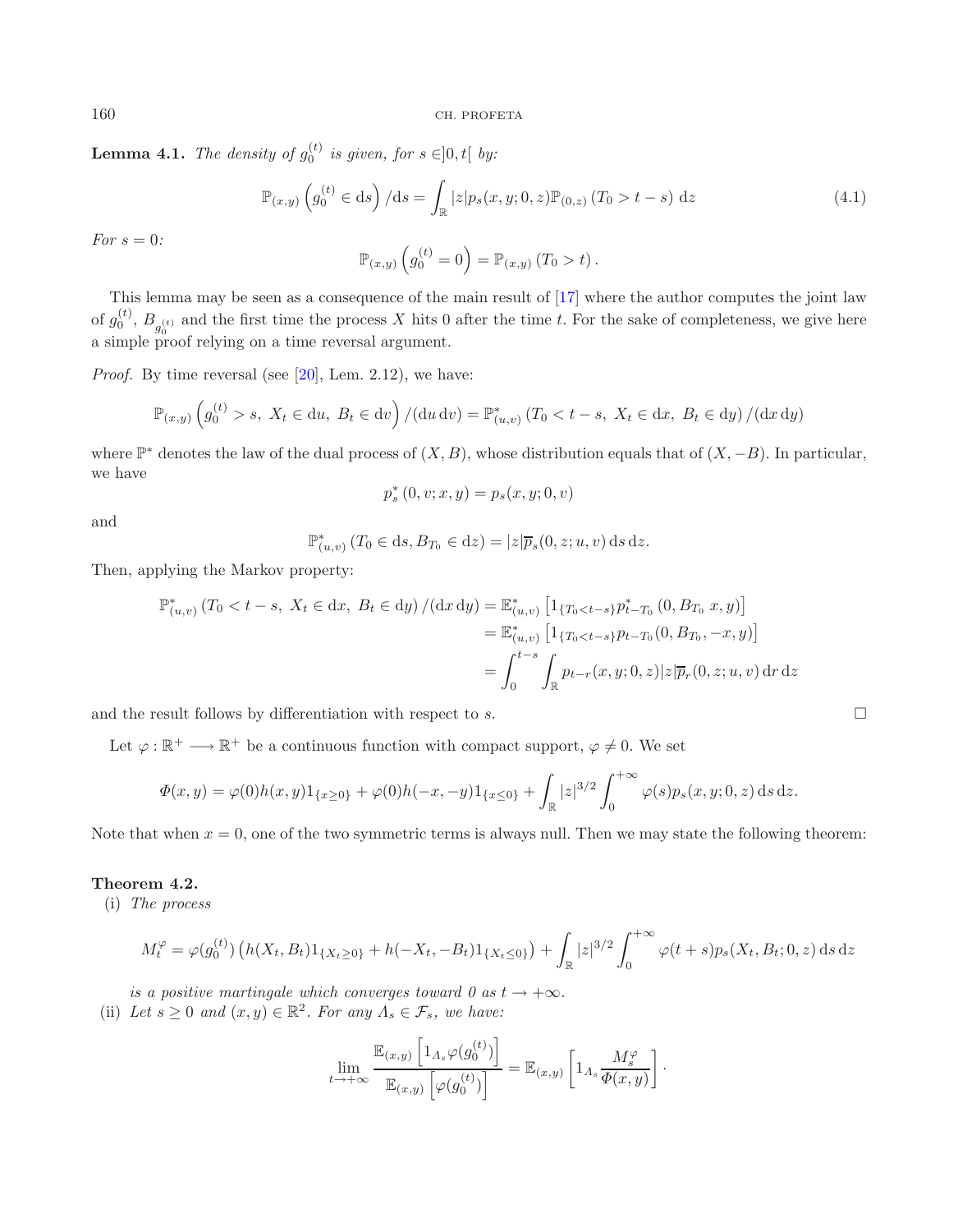**Lemma 4.1.** *The density of $g_0^{(t)}$ is given, for $s \in ]0,t[$ by:*

$$\mathbb{P}_{(x,y)}\left(g_0^{(t)} \in \mathrm{d}s\right)/\mathrm{d}s = \int_{\mathbb{R}} |z| p_s(x,y;0,z) \mathbb{P}_{(0,z)}\left(T_0 > t-s\right) \mathrm{d}z \tag{4.1}$$

*For $s = 0$:*

$$\mathbb{P}_{(x,y)}\left(g_0^{(t)} = 0\right) = \mathbb{P}_{(x,y)}\left(T_0 > t\right).$$

This lemma may be seen as a consequence of the main result of [17] where the author computes the joint law of $g_0^{(t)}$, $B_{g_0^{(t)}}$ and the first time the process $X$ hits 0 after the time $t$. For the sake of completeness, we give here a simple proof relying on a time reversal argument.

*Proof.* By time reversal (see [20], Lem. 2.12), we have:

$$\mathbb{P}_{(x,y)}\left(g_0^{(t)} > s,\ X_t \in \mathrm{d}u,\ B_t \in \mathrm{d}v\right)/(\mathrm{d}u\,\mathrm{d}v) = \mathbb{P}^*_{(u,v)}\left(T_0 < t-s,\ X_t \in \mathrm{d}x,\ B_t \in \mathrm{d}y\right)/(\mathrm{d}x\,\mathrm{d}y)$$

where $\mathbb{P}^*$ denotes the law of the dual process of $(X, B)$, whose distribution equals that of $(X, -B)$. In particular, we have

$$p^*_s(0,v;x,y) = p_s(x,y;0,v)$$

and

$$\mathbb{P}^*_{(u,v)}\left(T_0 \in \mathrm{d}s, B_{T_0} \in \mathrm{d}z\right) = |z| \overline{p}_s(0,z;u,v)\,\mathrm{d}s\,\mathrm{d}z.$$

Then, applying the Markov property:

$$\begin{aligned}
\mathbb{P}^*_{(u,v)}\left(T_0 < t-s,\ X_t \in \mathrm{d}x,\ B_t \in \mathrm{d}y\right)/(\mathrm{d}x\,\mathrm{d}y) &= \mathbb{E}^*_{(u,v)}\left[1_{\{T_0 < t-s\}} p^*_{t-T_0}\left(0, B_{T_0}\ x, y\right)\right] \\
&= \mathbb{E}^*_{(u,v)}\left[1_{\{T_0 < t-s\}} p_{t-T_0}(0, B_{T_0}, -x, y)\right] \\
&= \int_0^{t-s} \int_{\mathbb{R}} p_{t-r}(x,y;0,z) |z| \overline{p}_r(0,z;u,v)\,\mathrm{d}r\,\mathrm{d}z
\end{aligned}$$

and the result follows by differentiation with respect to $s$. $\square$

Let $\varphi : \mathbb{R}^+ \longrightarrow \mathbb{R}^+$ be a continuous function with compact support, $\varphi \neq 0$. We set

$$\Phi(x,y) = \varphi(0) h(x,y) 1_{\{x \geq 0\}} + \varphi(0) h(-x,-y) 1_{\{x \leq 0\}} + \int_{\mathbb{R}} |z|^{3/2} \int_0^{+\infty} \varphi(s) p_s(x,y;0,z)\,\mathrm{d}s\,\mathrm{d}z.$$

Note that when $x = 0$, one of the two symmetric terms is always null. Then we may state the following theorem:

**Theorem 4.2.**

(i) *The process*

$$M^\varphi_t = \varphi(g_0^{(t)}) \left(h(X_t, B_t) 1_{\{X_t \geq 0\}} + h(-X_t, -B_t) 1_{\{X_t \leq 0\}}\right) + \int_{\mathbb{R}} |z|^{3/2} \int_0^{+\infty} \varphi(t+s) p_s(X_t, B_t; 0, z)\,\mathrm{d}s\,\mathrm{d}z$$

*is a positive martingale which converges toward 0 as $t \to +\infty$.*

(ii) *Let $s \geq 0$ and $(x,y) \in \mathbb{R}^2$. For any $\Lambda_s \in \mathcal{F}_s$, we have:*

$$\lim_{t \to +\infty} \frac{\mathbb{E}_{(x,y)}\left[1_{\Lambda_s} \varphi(g_0^{(t)})\right]}{\mathbb{E}_{(x,y)}\left[\varphi(g_0^{(t)})\right]} = \mathbb{E}_{(x,y)}\left[1_{\Lambda_s} \frac{M^\varphi_s}{\Phi(x,y)}\right].$$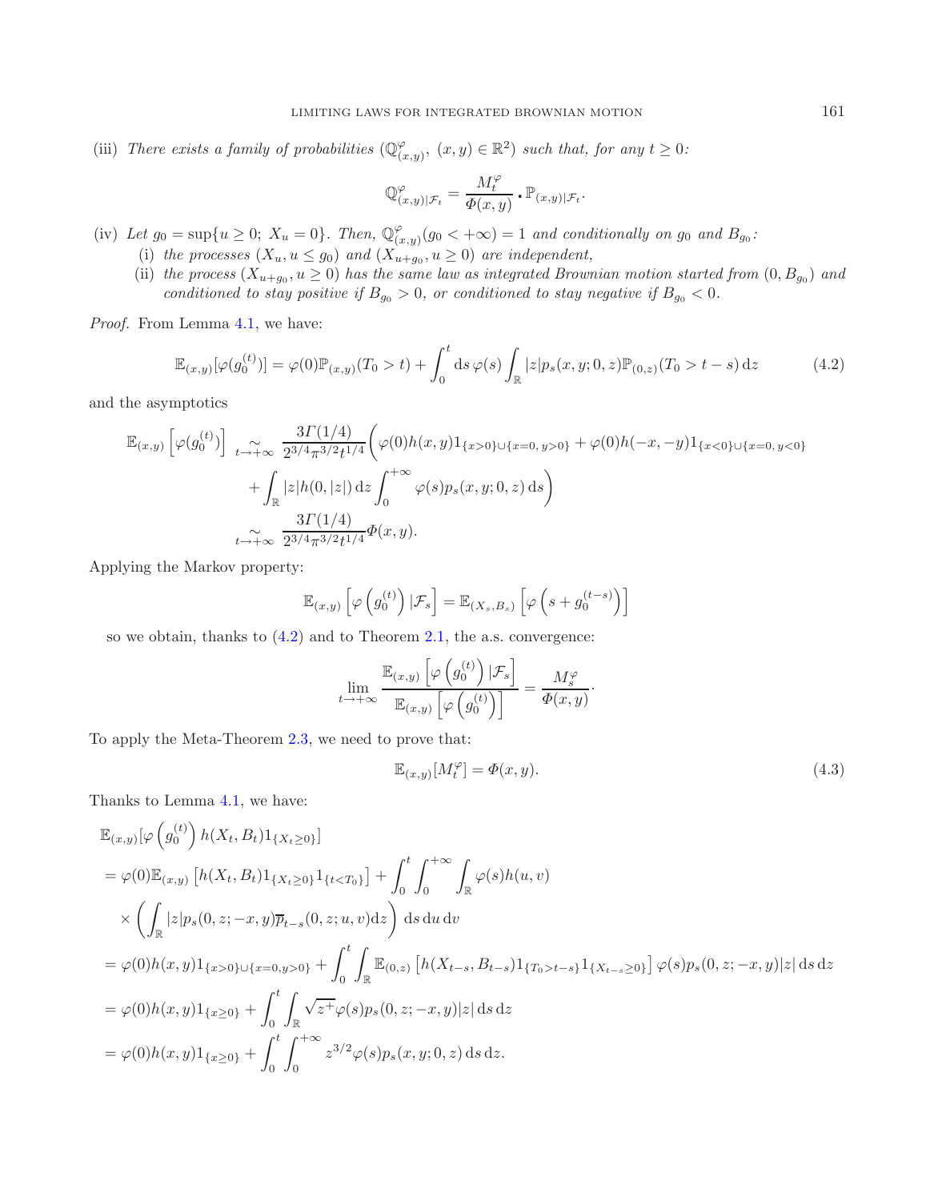(iii) *There exists a family of probabilities* $(\mathbb{Q}^{\varphi}_{(x,y)},\ (x,y)\in\mathbb{R}^2)$ *such that, for any* $t\geq 0$:

$$\mathbb{Q}^{\varphi}_{(x,y)|\mathcal{F}_t} = \frac{M^{\varphi}_t}{\Phi(x,y)} \centerdot \mathbb{P}_{(x,y)|\mathcal{F}_t}.$$

(iv) *Let* $g_0 = \sup\{u\geq 0;\ X_u = 0\}$. *Then,* $\mathbb{Q}^{\varphi}_{(x,y)}(g_0 < +\infty) = 1$ *and conditionally on* $g_0$ *and* $B_{g_0}$:

  (i) *the processes* $(X_u, u\leq g_0)$ *and* $(X_{u+g_0}, u\geq 0)$ *are independent,*

  (ii) *the process* $(X_{u+g_0}, u\geq 0)$ *has the same law as integrated Brownian motion started from* $(0, B_{g_0})$ *and conditioned to stay positive if* $B_{g_0}>0$, *or conditioned to stay negative if* $B_{g_0}<0$.

*Proof.* From Lemma 4.1, we have:

$$\mathbb{E}_{(x,y)}[\varphi(g_0^{(t)})] = \varphi(0)\mathbb{P}_{(x,y)}(T_0 > t) + \int_0^t \mathrm{d}s\,\varphi(s)\int_{\mathbb{R}} |z| p_s(x,y;0,z)\mathbb{P}_{(0,z)}(T_0 > t-s)\,\mathrm{d}z \tag{4.2}$$

and the asymptotics

$$\begin{aligned}
\mathbb{E}_{(x,y)}\left[\varphi(g_0^{(t)})\right] \underset{t\to+\infty}{\sim} &\ \frac{3\Gamma(1/4)}{2^{3/4}\pi^{3/2}t^{1/4}}\Bigg(\varphi(0)h(x,y)1_{\{x>0\}\cup\{x=0,\,y>0\}} + \varphi(0)h(-x,-y)1_{\{x<0\}\cup\{x=0,\,y<0\}}\\
&+ \int_{\mathbb{R}} |z|h(0,|z|)\,\mathrm{d}z\int_0^{+\infty}\varphi(s)p_s(x,y;0,z)\,\mathrm{d}s\Bigg)\\
\underset{t\to+\infty}{\sim} &\ \frac{3\Gamma(1/4)}{2^{3/4}\pi^{3/2}t^{1/4}}\Phi(x,y).
\end{aligned}$$

Applying the Markov property:

$$\mathbb{E}_{(x,y)}\left[\varphi\left(g_0^{(t)}\right)|\mathcal{F}_s\right] = \mathbb{E}_{(X_s,B_s)}\left[\varphi\left(s + g_0^{(t-s)}\right)\right]$$

so we obtain, thanks to (4.2) and to Theorem 2.1, the a.s. convergence:

$$\lim_{t\to+\infty}\frac{\mathbb{E}_{(x,y)}\left[\varphi\left(g_0^{(t)}\right)|\mathcal{F}_s\right]}{\mathbb{E}_{(x,y)}\left[\varphi\left(g_0^{(t)}\right)\right]} = \frac{M^{\varphi}_s}{\Phi(x,y)}\cdot$$

To apply the Meta-Theorem 2.3, we need to prove that:

$$\mathbb{E}_{(x,y)}[M^{\varphi}_t] = \Phi(x,y). \tag{4.3}$$

Thanks to Lemma 4.1, we have:

$$\begin{aligned}
&\mathbb{E}_{(x,y)}[\varphi\left(g_0^{(t)}\right)h(X_t,B_t)1_{\{X_t\geq 0\}}]\\
&= \varphi(0)\mathbb{E}_{(x,y)}\left[h(X_t,B_t)1_{\{X_t\geq 0\}}1_{\{t<T_0\}}\right] + \int_0^t\int_0^{+\infty}\int_{\mathbb{R}}\varphi(s)h(u,v)\\
&\quad\times\left(\int_{\mathbb{R}}|z|p_s(0,z;-x,y)\overline{p}_{t-s}(0,z;u,v)\mathrm{d}z\right)\mathrm{d}s\,\mathrm{d}u\,\mathrm{d}v\\
&= \varphi(0)h(x,y)1_{\{x>0\}\cup\{x=0,y>0\}} + \int_0^t\int_{\mathbb{R}}\mathbb{E}_{(0,z)}\left[h(X_{t-s},B_{t-s})1_{\{T_0>t-s\}}1_{\{X_{t-s}\geq 0\}}\right]\varphi(s)p_s(0,z;-x,y)|z|\,\mathrm{d}s\,\mathrm{d}z\\
&= \varphi(0)h(x,y)1_{\{x\geq 0\}} + \int_0^t\int_{\mathbb{R}}\sqrt{z^+}\varphi(s)p_s(0,z;-x,y)|z|\,\mathrm{d}s\,\mathrm{d}z\\
&= \varphi(0)h(x,y)1_{\{x\geq 0\}} + \int_0^t\int_0^{+\infty}z^{3/2}\varphi(s)p_s(x,y;0,z)\,\mathrm{d}s\,\mathrm{d}z.
\end{aligned}$$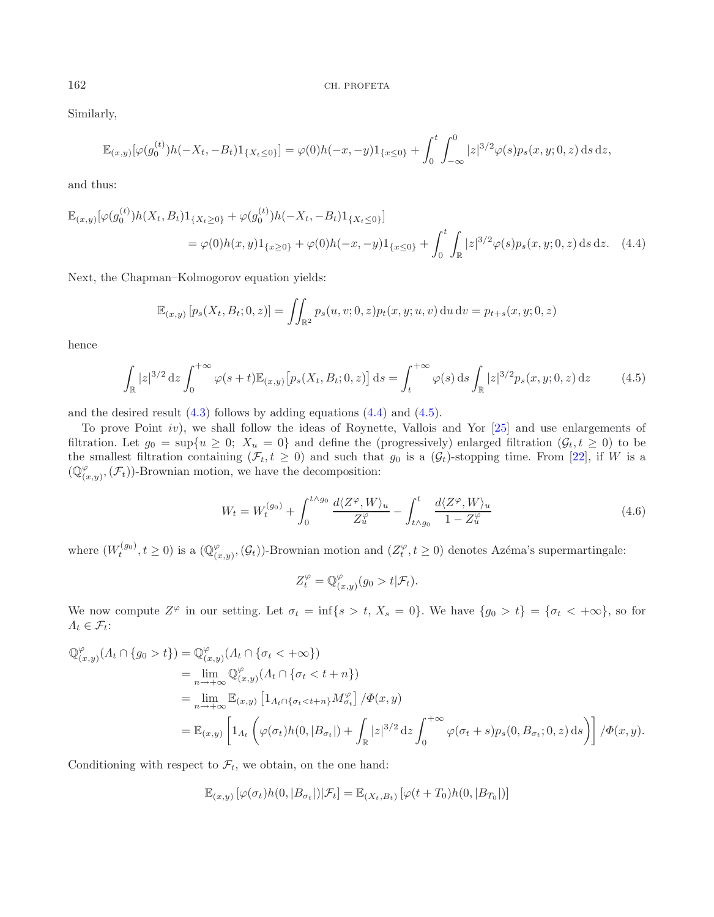Similarly,

$$\mathbb{E}_{(x,y)}[\varphi(g_0^{(t)})h(-X_t,-B_t)1_{\{X_t\leq 0\}}] = \varphi(0)h(-x,-y)1_{\{x\leq 0\}} + \int_0^t \int_{-\infty}^0 |z|^{3/2}\varphi(s)p_s(x,y;0,z)\,\mathrm{d}s\,\mathrm{d}z,$$

and thus:

$$\begin{aligned}\mathbb{E}_{(x,y)}[\varphi(g_0^{(t)})h(X_t,B_t)1_{\{X_t\geq 0\}} + \varphi(g_0^{(t)})h(-X_t,-B_t)1_{\{X_t\leq 0\}}]& \\ = \varphi(0)h(x,y)1_{\{x\geq 0\}} + \varphi(0)h(-x,-y)1_{\{x\leq 0\}} &+ \int_0^t \int_{\mathbb{R}} |z|^{3/2}\varphi(s)p_s(x,y;0,z)\,\mathrm{d}s\,\mathrm{d}z. \quad (4.4)\end{aligned}$$

Next, the Chapman–Kolmogorov equation yields:

$$\mathbb{E}_{(x,y)}\left[p_s(X_t,B_t;0,z)\right] = \iint_{\mathbb{R}^2} p_s(u,v;0,z)p_t(x,y;u,v)\,\mathrm{d}u\,\mathrm{d}v = p_{t+s}(x,y;0,z)$$

hence

$$\int_{\mathbb{R}} |z|^{3/2}\,\mathrm{d}z \int_0^{+\infty} \varphi(s+t)\mathbb{E}_{(x,y)}\big[p_s(X_t,B_t;0,z)\big]\,\mathrm{d}s = \int_t^{+\infty}\varphi(s)\,\mathrm{d}s\int_{\mathbb{R}}|z|^{3/2}p_s(x,y;0,z)\,\mathrm{d}z \qquad (4.5)$$

and the desired result (4.3) follows by adding equations (4.4) and (4.5).

To prove Point *iv*), we shall follow the ideas of Roynette, Vallois and Yor [25] and use enlargements of filtration. Let $g_0 = \sup\{u \geq 0;\ X_u = 0\}$ and define the (progressively) enlarged filtration $(\mathcal{G}_t, t \geq 0)$ to be the smallest filtration containing $(\mathcal{F}_t, t \geq 0)$ and such that $g_0$ is a $(\mathcal{G}_t)$-stopping time. From [22], if $W$ is a $(\mathbb{Q}^{\varphi}_{(x,y)}, (\mathcal{F}_t))$-Brownian motion, we have the decomposition:

$$W_t = W_t^{(g_0)} + \int_0^{t\wedge g_0} \frac{d\langle Z^{\varphi}, W\rangle_u}{Z^{\varphi}_u} - \int_{t\wedge g_0}^t \frac{d\langle Z^{\varphi}, W\rangle_u}{1-Z^{\varphi}_u} \qquad (4.6)$$

where $(W_t^{(g_0)}, t\geq 0)$ is a $(\mathbb{Q}^{\varphi}_{(x,y)}, (\mathcal{G}_t))$-Brownian motion and $(Z^{\varphi}_t, t \geq 0)$ denotes Azéma's supermartingale:

$$Z^{\varphi}_t = \mathbb{Q}^{\varphi}_{(x,y)}(g_0 > t|\mathcal{F}_t).$$

We now compute $Z^{\varphi}$ in our setting. Let $\sigma_t = \inf\{s > t,\ X_s = 0\}$. We have $\{g_0 > t\} = \{\sigma_t < +\infty\}$, so for $\Lambda_t \in \mathcal{F}_t$:

$$\begin{aligned}\mathbb{Q}^{\varphi}_{(x,y)}(\Lambda_t\cap\{g_0>t\}) &= \mathbb{Q}^{\varphi}_{(x,y)}(\Lambda_t\cap\{\sigma_t<+\infty\})\\ &= \lim_{n\to+\infty}\mathbb{Q}^{\varphi}_{(x,y)}(\Lambda_t\cap\{\sigma_t<t+n\})\\ &= \lim_{n\to+\infty}\mathbb{E}_{(x,y)}\left[1_{\Lambda_t\cap\{\sigma_t<t+n\}}M^{\varphi}_{\sigma_t}\right]/\Phi(x,y)\\ &= \mathbb{E}_{(x,y)}\left[1_{\Lambda_t}\left(\varphi(\sigma_t)h(0,|B_{\sigma_t}|) + \int_{\mathbb{R}}|z|^{3/2}\,\mathrm{d}z\int_0^{+\infty}\varphi(\sigma_t+s)p_s(0,B_{\sigma_t};0,z)\,\mathrm{d}s\right)\right]/\Phi(x,y).\end{aligned}$$

Conditioning with respect to $\mathcal{F}_t$, we obtain, on the one hand:

$$\mathbb{E}_{(x,y)}\left[\varphi(\sigma_t)h(0,|B_{\sigma_t}|)|\mathcal{F}_t\right] = \mathbb{E}_{(X_t,B_t)}\left[\varphi(t+T_0)h(0,|B_{T_0}|)\right]$$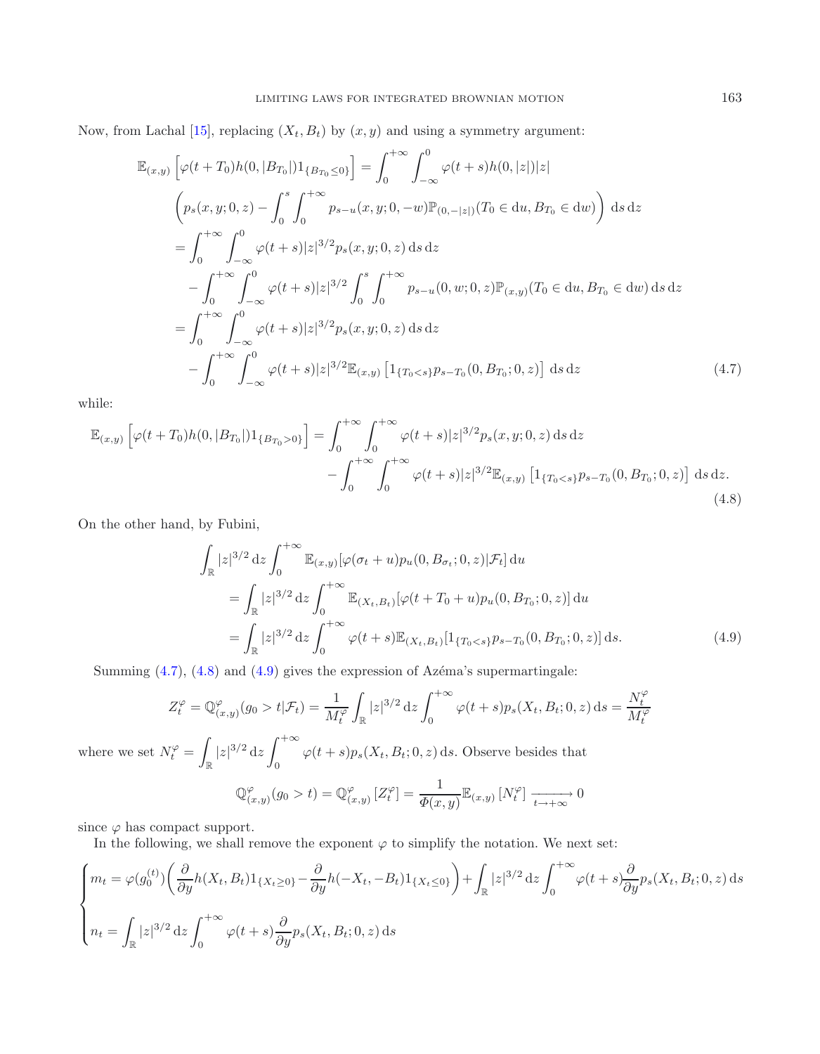Now, from Lachal [15], replacing $(X_t, B_t)$ by $(x, y)$ and using a symmetry argument:

$$
\begin{aligned}
\mathbb{E}_{(x,y)}\left[\varphi(t+T_0)h(0,|B_{T_0}|)1_{\{B_{T_0}\leq 0\}}\right] &= \int_0^{+\infty}\int_{-\infty}^0 \varphi(t+s)h(0,|z|)|z| \\
&\quad \left(p_s(x,y;0,z) - \int_0^s\int_0^{+\infty} p_{s-u}(x,y;0,-w)\mathbb{P}_{(0,-|z|)}(T_0\in \mathrm{d}u, B_{T_0}\in \mathrm{d}w)\right)\mathrm{d}s\,\mathrm{d}z \\
&= \int_0^{+\infty}\int_{-\infty}^0 \varphi(t+s)|z|^{3/2}p_s(x,y;0,z)\,\mathrm{d}s\,\mathrm{d}z \\
&\quad - \int_0^{+\infty}\int_{-\infty}^0 \varphi(t+s)|z|^{3/2}\int_0^s\int_0^{+\infty} p_{s-u}(0,w;0,z)\mathbb{P}_{(x,y)}(T_0\in \mathrm{d}u, B_{T_0}\in \mathrm{d}w)\,\mathrm{d}s\,\mathrm{d}z \\
&= \int_0^{+\infty}\int_{-\infty}^0 \varphi(t+s)|z|^{3/2}p_s(x,y;0,z)\,\mathrm{d}s\,\mathrm{d}z \\
&\quad - \int_0^{+\infty}\int_{-\infty}^0 \varphi(t+s)|z|^{3/2}\mathbb{E}_{(x,y)}\left[1_{\{T_0<s\}}p_{s-T_0}(0,B_{T_0};0,z)\right]\,\mathrm{d}s\,\mathrm{d}z
\end{aligned}
\tag{4.7}
$$

while:

$$
\begin{aligned}
\mathbb{E}_{(x,y)}\left[\varphi(t+T_0)h(0,|B_{T_0}|)1_{\{B_{T_0}> 0\}}\right] &= \int_0^{+\infty}\int_0^{+\infty} \varphi(t+s)|z|^{3/2}p_s(x,y;0,z)\,\mathrm{d}s\,\mathrm{d}z \\
&\quad - \int_0^{+\infty}\int_0^{+\infty} \varphi(t+s)|z|^{3/2}\mathbb{E}_{(x,y)}\left[1_{\{T_0<s\}}p_{s-T_0}(0,B_{T_0};0,z)\right]\,\mathrm{d}s\,\mathrm{d}z.
\end{aligned}
\tag{4.8}
$$

On the other hand, by Fubini,

$$
\begin{aligned}
&\int_{\mathbb{R}}|z|^{3/2}\,\mathrm{d}z\int_0^{+\infty}\mathbb{E}_{(x,y)}[\varphi(\sigma_t+u)p_u(0,B_{\sigma_t};0,z)|\mathcal{F}_t]\,\mathrm{d}u \\
&\quad = \int_{\mathbb{R}}|z|^{3/2}\,\mathrm{d}z\int_0^{+\infty}\mathbb{E}_{(X_t,B_t)}[\varphi(t+T_0+u)p_u(0,B_{T_0};0,z)]\,\mathrm{d}u \\
&\quad = \int_{\mathbb{R}}|z|^{3/2}\,\mathrm{d}z\int_0^{+\infty}\varphi(t+s)\mathbb{E}_{(X_t,B_t)}[1_{\{T_0<s\}}p_{s-T_0}(0,B_{T_0};0,z)]\,\mathrm{d}s.
\end{aligned}
\tag{4.9}
$$

Summing (4.7), (4.8) and (4.9) gives the expression of Azéma's supermartingale:

$$
Z_t^\varphi = \mathbb{Q}^\varphi_{(x,y)}(g_0>t|\mathcal{F}_t) = \frac{1}{M_t^\varphi}\int_{\mathbb{R}}|z|^{3/2}\,\mathrm{d}z\int_0^{+\infty}\varphi(t+s)p_s(X_t,B_t;0,z)\,\mathrm{d}s = \frac{N_t^\varphi}{M_t^\varphi}
$$

where we set $N_t^\varphi = \int_{\mathbb{R}}|z|^{3/2}\,\mathrm{d}z\int_0^{+\infty}\varphi(t+s)p_s(X_t,B_t;0,z)\,\mathrm{d}s$. Observe besides that

$$
\mathbb{Q}^\varphi_{(x,y)}(g_0>t) = \mathbb{Q}^\varphi_{(x,y)}\left[Z_t^\varphi\right] = \frac{1}{\Phi(x,y)}\mathbb{E}_{(x,y)}\left[N_t^\varphi\right]\xrightarrow[t\to+\infty]{} 0
$$

since $\varphi$ has compact support.

In the following, we shall remove the exponent $\varphi$ to simplify the notation. We next set:

$$
\begin{cases}
m_t = \varphi(g_0^{(t)})\left(\dfrac{\partial}{\partial y}h(X_t,B_t)1_{\{X_t\geq 0\}} - \dfrac{\partial}{\partial y}h(-X_t,-B_t)1_{\{X_t\leq 0\}}\right) + \displaystyle\int_{\mathbb{R}}|z|^{3/2}\,\mathrm{d}z\int_0^{+\infty}\varphi(t+s)\frac{\partial}{\partial y}p_s(X_t,B_t;0,z)\,\mathrm{d}s \\[2ex]
n_t = \displaystyle\int_{\mathbb{R}}|z|^{3/2}\,\mathrm{d}z\int_0^{+\infty}\varphi(t+s)\frac{\partial}{\partial y}p_s(X_t,B_t;0,z)\,\mathrm{d}s
\end{cases}
$$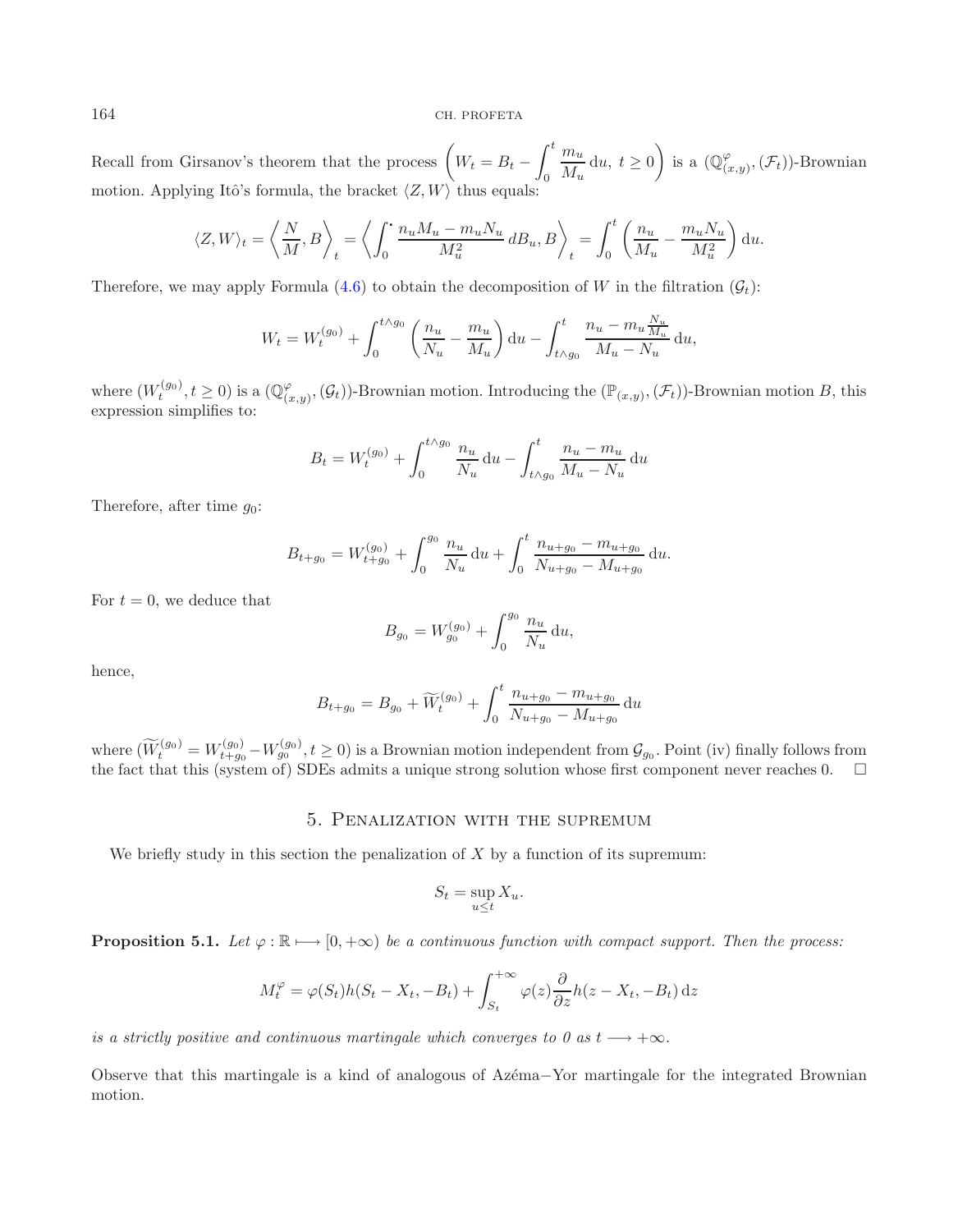Recall from Girsanov's theorem that the process $\left(W_t = B_t - \int_0^t \frac{m_u}{M_u}\, \mathrm{d}u,\ t \geq 0\right)$ is a $(\mathbb{Q}^{\varphi}_{(x,y)}, (\mathcal{F}_t))$-Brownian motion. Applying Itô's formula, the bracket $\langle Z, W\rangle$ thus equals:

$$\langle Z, W\rangle_t = \left\langle \frac{N}{M}, B \right\rangle_t = \left\langle \int_0^{\cdot} \frac{n_u M_u - m_u N_u}{M_u^2}\, dB_u, B \right\rangle_t = \int_0^t \left( \frac{n_u}{M_u} - \frac{m_u N_u}{M_u^2}\right) \mathrm{d}u.$$

Therefore, we may apply Formula (4.6) to obtain the decomposition of $W$ in the filtration $(\mathcal{G}_t)$:

$$W_t = W_t^{(g_0)} + \int_0^{t\wedge g_0} \left( \frac{n_u}{N_u} - \frac{m_u}{M_u}\right) \mathrm{d}u - \int_{t\wedge g_0}^t \frac{n_u - m_u \frac{N_u}{M_u}}{M_u - N_u}\, \mathrm{d}u,$$

where $(W_t^{(g_0)}, t \geq 0)$ is a $(\mathbb{Q}^{\varphi}_{(x,y)}, (\mathcal{G}_t))$-Brownian motion. Introducing the $(\mathbb{P}_{(x,y)}, (\mathcal{F}_t))$-Brownian motion $B$, this expression simplifies to:

$$B_t = W_t^{(g_0)} + \int_0^{t\wedge g_0} \frac{n_u}{N_u}\, \mathrm{d}u - \int_{t\wedge g_0}^t \frac{n_u - m_u}{M_u - N_u}\, \mathrm{d}u$$

Therefore, after time $g_0$:

$$B_{t+g_0} = W_{t+g_0}^{(g_0)} + \int_0^{g_0} \frac{n_u}{N_u}\, \mathrm{d}u + \int_0^t \frac{n_{u+g_0} - m_{u+g_0}}{N_{u+g_0} - M_{u+g_0}}\, \mathrm{d}u.$$

For $t = 0$, we deduce that

$$B_{g_0} = W_{g_0}^{(g_0)} + \int_0^{g_0} \frac{n_u}{N_u}\, \mathrm{d}u,$$

hence,

$$B_{t+g_0} = B_{g_0} + \widetilde{W}_t^{(g_0)} + \int_0^t \frac{n_{u+g_0} - m_{u+g_0}}{N_{u+g_0} - M_{u+g_0}}\, \mathrm{d}u$$

where $(\widetilde{W}_t^{(g_0)} = W_{t+g_0}^{(g_0)} - W_{g_0}^{(g_0)}, t \geq 0)$ is a Brownian motion independent from $\mathcal{G}_{g_0}$. Point (iv) finally follows from the fact that this (system of) SDEs admits a unique strong solution whose first component never reaches 0. □

## 5. Penalization with the supremum

We briefly study in this section the penalization of $X$ by a function of its supremum:

$$S_t = \sup_{u\leq t} X_u.$$

**Proposition 5.1.** *Let $\varphi : \mathbb{R} \longmapsto [0, +\infty)$ be a continuous function with compact support. Then the process:*

$$M_t^{\varphi} = \varphi(S_t) h(S_t - X_t, -B_t) + \int_{S_t}^{+\infty} \varphi(z) \frac{\partial}{\partial z} h(z - X_t, -B_t)\, \mathrm{d}z$$

*is a strictly positive and continuous martingale which converges to 0 as $t \longrightarrow +\infty$.*

Observe that this martingale is a kind of analogous of Azéma−Yor martingale for the integrated Brownian motion.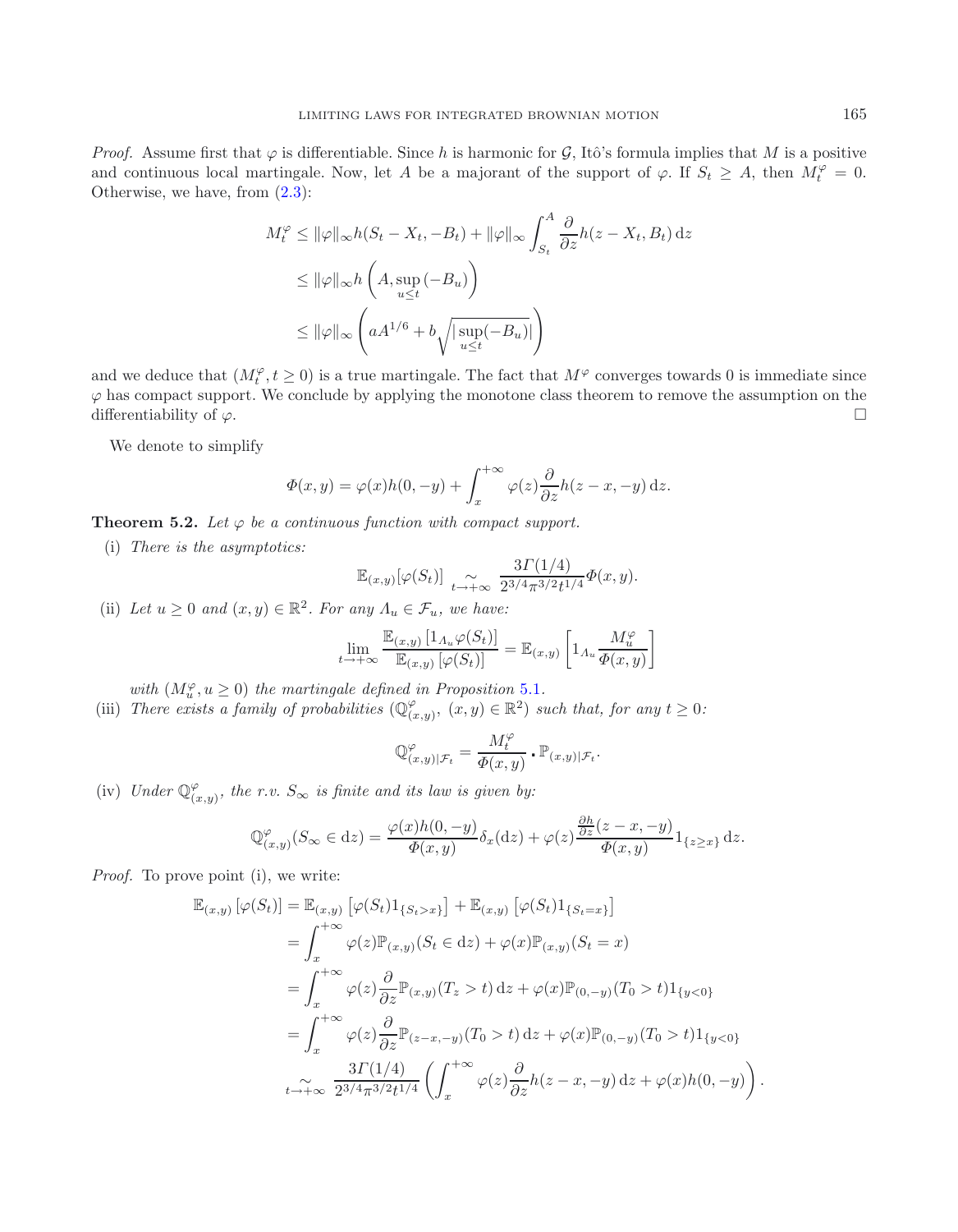*Proof.* Assume first that $\varphi$ is differentiable. Since $h$ is harmonic for $\mathcal{G}$, Itô's formula implies that $M$ is a positive and continuous local martingale. Now, let $A$ be a majorant of the support of $\varphi$. If $S_t \geq A$, then $M_t^\varphi = 0$. Otherwise, we have, from (2.3):

$$
\begin{aligned}
M_t^\varphi &\leq \|\varphi\|_\infty h(S_t - X_t, -B_t) + \|\varphi\|_\infty \int_{S_t}^{A} \frac{\partial}{\partial z} h(z - X_t, B_t)\,\mathrm{d}z \\
&\leq \|\varphi\|_\infty h\left(A, \sup_{u \leq t}(-B_u)\right) \\
&\leq \|\varphi\|_\infty \left(aA^{1/6} + b\sqrt{|\sup_{u\leq t}(-B_u)|}\right)
\end{aligned}
$$

and we deduce that $(M_t^\varphi, t \geq 0)$ is a true martingale. The fact that $M^\varphi$ converges towards 0 is immediate since $\varphi$ has compact support. We conclude by applying the monotone class theorem to remove the assumption on the differentiability of $\varphi$. $\square$

We denote to simplify

$$
\Phi(x,y) = \varphi(x)h(0,-y) + \int_x^{+\infty} \varphi(z) \frac{\partial}{\partial z} h(z - x, -y)\,\mathrm{d}z.
$$

**Theorem 5.2.** *Let $\varphi$ be a continuous function with compact support.*

(i) *There is the asymptotics:*

$$
\mathbb{E}_{(x,y)}[\varphi(S_t)] \underset{t\to+\infty}{\sim} \frac{3\Gamma(1/4)}{2^{3/4}\pi^{3/2}t^{1/4}} \Phi(x,y).
$$

(ii) *Let $u \geq 0$ and $(x,y) \in \mathbb{R}^2$. For any $\Lambda_u \in \mathcal{F}_u$, we have:*

$$
\lim_{t\to+\infty} \frac{\mathbb{E}_{(x,y)}\left[1_{\Lambda_u}\varphi(S_t)\right]}{\mathbb{E}_{(x,y)}\left[\varphi(S_t)\right]} = \mathbb{E}_{(x,y)}\left[1_{\Lambda_u}\frac{M_u^\varphi}{\Phi(x,y)}\right]
$$

*with $(M_u^\varphi, u \geq 0)$ the martingale defined in Proposition 5.1.*

(iii) *There exists a family of probabilities $(\mathbb{Q}^\varphi_{(x,y)},\ (x,y) \in \mathbb{R}^2)$ such that, for any $t \geq 0$:*

$$
\mathbb{Q}^\varphi_{(x,y)|\mathcal{F}_t} = \frac{M_t^\varphi}{\Phi(x,y)} \cdot \mathbb{P}_{(x,y)|\mathcal{F}_t}.
$$

(iv) *Under $\mathbb{Q}^\varphi_{(x,y)}$, the r.v. $S_\infty$ is finite and its law is given by:*

$$
\mathbb{Q}^\varphi_{(x,y)}(S_\infty \in \mathrm{d}z) = \frac{\varphi(x)h(0,-y)}{\Phi(x,y)}\delta_x(\mathrm{d}z) + \varphi(z)\frac{\frac{\partial h}{\partial z}(z-x,-y)}{\Phi(x,y)} 1_{\{z \geq x\}}\,\mathrm{d}z.
$$

*Proof.* To prove point (i), we write:

$$
\begin{aligned}
\mathbb{E}_{(x,y)}\left[\varphi(S_t)\right] &= \mathbb{E}_{(x,y)}\left[\varphi(S_t)1_{\{S_t > x\}}\right] + \mathbb{E}_{(x,y)}\left[\varphi(S_t)1_{\{S_t = x\}}\right] \\
&= \int_x^{+\infty} \varphi(z)\mathbb{P}_{(x,y)}(S_t \in \mathrm{d}z) + \varphi(x)\mathbb{P}_{(x,y)}(S_t = x) \\
&= \int_x^{+\infty} \varphi(z)\frac{\partial}{\partial z}\mathbb{P}_{(x,y)}(T_z > t)\,\mathrm{d}z + \varphi(x)\mathbb{P}_{(0,-y)}(T_0 > t)1_{\{y<0\}} \\
&= \int_x^{+\infty} \varphi(z)\frac{\partial}{\partial z}\mathbb{P}_{(z-x,-y)}(T_0 > t)\,\mathrm{d}z + \varphi(x)\mathbb{P}_{(0,-y)}(T_0 > t)1_{\{y<0\}} \\
&\underset{t\to+\infty}{\sim} \frac{3\Gamma(1/4)}{2^{3/4}\pi^{3/2}t^{1/4}}\left(\int_x^{+\infty}\varphi(z)\frac{\partial}{\partial z}h(z-x,-y)\,\mathrm{d}z + \varphi(x)h(0,-y)\right).
\end{aligned}
$$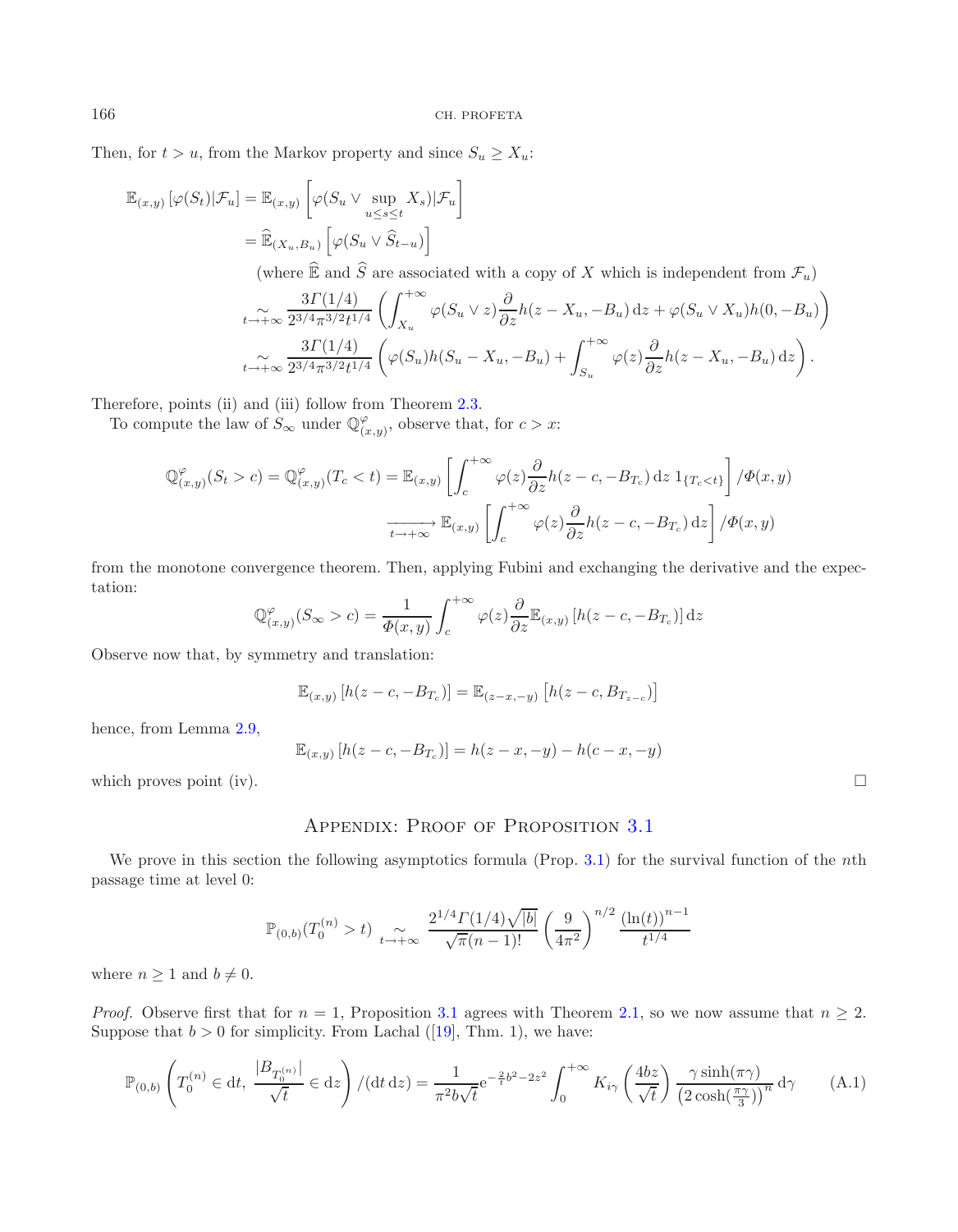Then, for $t > u$, from the Markov property and since $S_u \geq X_u$:

$$
\begin{aligned}
\mathbb{E}_{(x,y)}\left[\varphi(S_t)|\mathcal{F}_u\right] &= \mathbb{E}_{(x,y)}\left[\varphi(S_u \vee \sup_{u\leq s\leq t} X_s)|\mathcal{F}_u\right] \\
&= \widehat{\mathbb{E}}_{(X_u,B_u)}\left[\varphi(S_u \vee \widehat{S}_{t-u})\right] \\
&\quad \text{(where } \widehat{\mathbb{E}} \text{ and } \widehat{S} \text{ are associated with a copy of } X \text{ which is independent from } \mathcal{F}_u) \\
&\underset{t\to+\infty}{\sim} \frac{3\Gamma(1/4)}{2^{3/4}\pi^{3/2}t^{1/4}}\left(\int_{X_u}^{+\infty}\varphi(S_u\vee z)\frac{\partial}{\partial z}h(z-X_u,-B_u)\,\mathrm{d}z + \varphi(S_u\vee X_u)h(0,-B_u)\right) \\
&\underset{t\to+\infty}{\sim} \frac{3\Gamma(1/4)}{2^{3/4}\pi^{3/2}t^{1/4}}\left(\varphi(S_u)h(S_u-X_u,-B_u) + \int_{S_u}^{+\infty}\varphi(z)\frac{\partial}{\partial z}h(z-X_u,-B_u)\,\mathrm{d}z\right).
\end{aligned}
$$

Therefore, points (ii) and (iii) follow from Theorem 2.3.

To compute the law of $S_\infty$ under $\mathbb{Q}^{\varphi}_{(x,y)}$, observe that, for $c > x$:

$$
\begin{aligned}
\mathbb{Q}^{\varphi}_{(x,y)}(S_t > c) = \mathbb{Q}^{\varphi}_{(x,y)}(T_c < t) &= \mathbb{E}_{(x,y)}\left[\int_c^{+\infty}\varphi(z)\frac{\partial}{\partial z}h(z-c,-B_{T_c})\,\mathrm{d}z\, 1_{\{T_c<t\}}\right]/\Phi(x,y) \\
&\xrightarrow[t\to+\infty]{} \mathbb{E}_{(x,y)}\left[\int_c^{+\infty}\varphi(z)\frac{\partial}{\partial z}h(z-c,-B_{T_c})\,\mathrm{d}z\right]/\Phi(x,y)
\end{aligned}
$$

from the monotone convergence theorem. Then, applying Fubini and exchanging the derivative and the expectation:

$$
\mathbb{Q}^{\varphi}_{(x,y)}(S_\infty > c) = \frac{1}{\Phi(x,y)}\int_c^{+\infty}\varphi(z)\frac{\partial}{\partial z}\mathbb{E}_{(x,y)}\left[h(z-c,-B_{T_c})\right]\mathrm{d}z
$$

Observe now that, by symmetry and translation:

$$
\mathbb{E}_{(x,y)}\left[h(z-c,-B_{T_c})\right] = \mathbb{E}_{(z-x,-y)}\left[h(z-c,B_{T_{z-c}})\right]
$$

hence, from Lemma 2.9,

$$
\mathbb{E}_{(x,y)}\left[h(z-c,-B_{T_c})\right] = h(z-x,-y) - h(c-x,-y)
$$

which proves point (iv). □

## Appendix: Proof of Proposition 3.1

We prove in this section the following asymptotics formula (Prop. 3.1) for the survival function of the $n$th passage time at level 0:

$$
\mathbb{P}_{(0,b)}(T_0^{(n)} > t) \underset{t\to+\infty}{\sim} \frac{2^{1/4}\Gamma(1/4)\sqrt{|b|}}{\sqrt{\pi}(n-1)!}\left(\frac{9}{4\pi^2}\right)^{n/2}\frac{(\ln(t))^{n-1}}{t^{1/4}}
$$

where $n \geq 1$ and $b \neq 0$.

*Proof.* Observe first that for $n = 1$, Proposition 3.1 agrees with Theorem 2.1, so we now assume that $n \geq 2$. Suppose that $b > 0$ for simplicity. From Lachal ([19], Thm. 1), we have:

$$
\mathbb{P}_{(0,b)}\left(T_0^{(n)} \in \mathrm{d}t,\ \frac{|B_{T_0^{(n)}}|}{\sqrt{t}} \in \mathrm{d}z\right)/(\mathrm{d}t\,\mathrm{d}z) = \frac{1}{\pi^2 b\sqrt{t}}\mathrm{e}^{-\frac{2}{t}b^2-2z^2}\int_0^{+\infty}K_{i\gamma}\left(\frac{4bz}{\sqrt{t}}\right)\frac{\gamma\sinh(\pi\gamma)}{\left(2\cosh(\frac{\pi\gamma}{3})\right)^n}\,\mathrm{d}\gamma \tag{A.1}
$$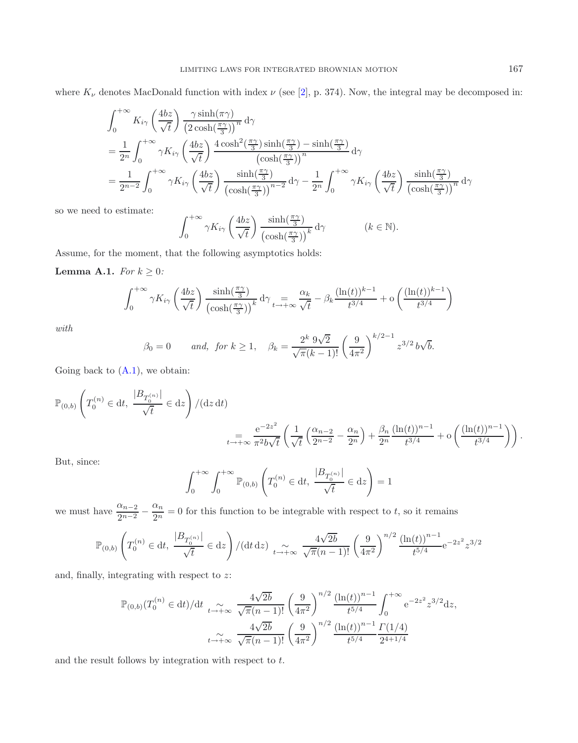where $K_\nu$ denotes MacDonald function with index $\nu$ (see [2], p. 374). Now, the integral may be decomposed in:

$$
\begin{aligned}
&\int_0^{+\infty} K_{i\gamma}\left(\frac{4bz}{\sqrt{t}}\right) \frac{\gamma \sinh(\pi\gamma)}{\left(2\cosh(\frac{\pi\gamma}{3})\right)^n} \,\mathrm{d}\gamma \\
&= \frac{1}{2^n}\int_0^{+\infty} \gamma K_{i\gamma}\left(\frac{4bz}{\sqrt{t}}\right) \frac{4\cosh^2(\frac{\pi\gamma}{3})\sinh(\frac{\pi\gamma}{3}) - \sinh(\frac{\pi\gamma}{3})}{\left(\cosh(\frac{\pi\gamma}{3})\right)^n} \,\mathrm{d}\gamma \\
&= \frac{1}{2^{n-2}}\int_0^{+\infty} \gamma K_{i\gamma}\left(\frac{4bz}{\sqrt{t}}\right) \frac{\sinh(\frac{\pi\gamma}{3})}{\left(\cosh(\frac{\pi\gamma}{3})\right)^{n-2}} \,\mathrm{d}\gamma - \frac{1}{2^n}\int_0^{+\infty} \gamma K_{i\gamma}\left(\frac{4bz}{\sqrt{t}}\right) \frac{\sinh(\frac{\pi\gamma}{3})}{\left(\cosh(\frac{\pi\gamma}{3})\right)^{n}} \,\mathrm{d}\gamma
\end{aligned}
$$

so we need to estimate:

$$
\int_0^{+\infty} \gamma K_{i\gamma}\left(\frac{4bz}{\sqrt{t}}\right) \frac{\sinh(\frac{\pi\gamma}{3})}{\left(\cosh(\frac{\pi\gamma}{3})\right)^{k}} \,\mathrm{d}\gamma \qquad\qquad (k \in \mathbb{N}).
$$

Assume, for the moment, that the following asymptotics holds:

**Lemma A.1.** *For $k \geq 0$:*

$$
\int_0^{+\infty} \gamma K_{i\gamma}\left(\frac{4bz}{\sqrt{t}}\right) \frac{\sinh(\frac{\pi\gamma}{3})}{\left(\cosh(\frac{\pi\gamma}{3})\right)^{k}} \,\mathrm{d}\gamma \underset{t\to+\infty}{=} \frac{\alpha_k}{\sqrt{t}} - \beta_k \frac{(\ln(t))^{k-1}}{t^{3/4}} + \mathrm{o}\left(\frac{(\ln(t))^{k-1}}{t^{3/4}}\right)
$$

*with*

$$
\beta_0 = 0 \qquad \textit{and, for } k \geq 1, \quad \beta_k = \frac{2^k\, 9\sqrt{2}}{\sqrt{\pi}(k-1)!}\left(\frac{9}{4\pi^2}\right)^{k/2-1} z^{3/2}\, b\sqrt{b}.
$$

Going back to (A.1), we obtain:

$$
\begin{aligned}
&\mathbb{P}_{(0,b)}\left(T_0^{(n)} \in \mathrm{d}t,\ \frac{|B_{T_0^{(n)}}|}{\sqrt{t}} \in \mathrm{d}z\right)/(\mathrm{d}z\,\mathrm{d}t) \\
&\qquad\qquad \underset{t\to+\infty}{=} \frac{\mathrm{e}^{-2z^2}}{\pi^2 b\sqrt{t}}\left(\frac{1}{\sqrt{t}}\left(\frac{\alpha_{n-2}}{2^{n-2}} - \frac{\alpha_n}{2^n}\right) + \frac{\beta_n}{2^n}\frac{(\ln(t))^{n-1}}{t^{3/4}} + \mathrm{o}\left(\frac{(\ln(t))^{n-1}}{t^{3/4}}\right)\right).
\end{aligned}
$$

But, since:

$$
\int_0^{+\infty}\int_0^{+\infty} \mathbb{P}_{(0,b)}\left(T_0^{(n)} \in \mathrm{d}t,\ \frac{|B_{T_0^{(n)}}|}{\sqrt{t}} \in \mathrm{d}z\right) = 1
$$

we must have $\dfrac{\alpha_{n-2}}{2^{n-2}} - \dfrac{\alpha_n}{2^n} = 0$ for this function to be integrable with respect to $t$, so it remains

$$
\mathbb{P}_{(0,b)}\left(T_0^{(n)} \in \mathrm{d}t,\ \frac{|B_{T_0^{(n)}}|}{\sqrt{t}} \in \mathrm{d}z\right)/(\mathrm{d}t\,\mathrm{d}z) \underset{t\to+\infty}{\sim} \frac{4\sqrt{2b}}{\sqrt{\pi}(n-1)!}\left(\frac{9}{4\pi^2}\right)^{n/2} \frac{(\ln(t))^{n-1}}{t^{5/4}} \mathrm{e}^{-2z^2} z^{3/2}
$$

and, finally, integrating with respect to $z$:

$$
\begin{aligned}
\mathbb{P}_{(0,b)}(T_0^{(n)} \in \mathrm{d}t)/\mathrm{d}t &\underset{t\to+\infty}{\sim} \frac{4\sqrt{2b}}{\sqrt{\pi}(n-1)!}\left(\frac{9}{4\pi^2}\right)^{n/2} \frac{(\ln(t))^{n-1}}{t^{5/4}} \int_0^{+\infty} \mathrm{e}^{-2z^2} z^{3/2}\mathrm{d}z, \\
&\underset{t\to+\infty}{\sim} \frac{4\sqrt{2b}}{\sqrt{\pi}(n-1)!}\left(\frac{9}{4\pi^2}\right)^{n/2} \frac{(\ln(t))^{n-1}}{t^{5/4}} \frac{\Gamma(1/4)}{2^{4+1/4}}
\end{aligned}
$$

and the result follows by integration with respect to $t$.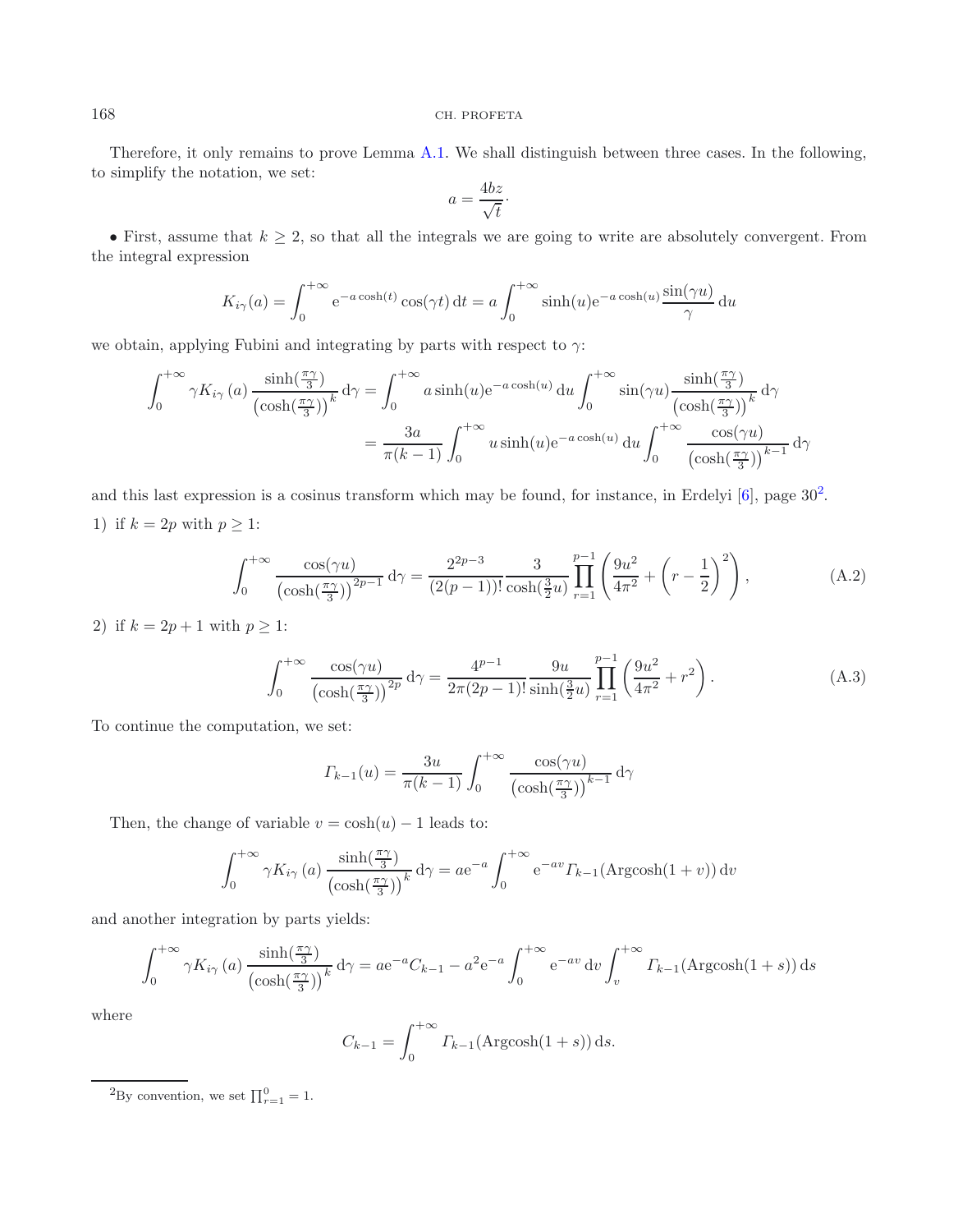Therefore, it only remains to prove Lemma A.1. We shall distinguish between three cases. In the following, to simplify the notation, we set:

$$a = \frac{4bz}{\sqrt{t}}\cdot$$

• First, assume that $k \geq 2$, so that all the integrals we are going to write are absolutely convergent. From the integral expression

$$K_{i\gamma}(a) = \int_0^{+\infty} \mathrm{e}^{-a\cosh(t)} \cos(\gamma t)\,\mathrm{d}t = a\int_0^{+\infty} \sinh(u)\mathrm{e}^{-a\cosh(u)} \frac{\sin(\gamma u)}{\gamma}\,\mathrm{d}u$$

we obtain, applying Fubini and integrating by parts with respect to $\gamma$:

$$\begin{aligned}\int_0^{+\infty} \gamma K_{i\gamma}(a) \frac{\sinh(\frac{\pi\gamma}{3})}{\left(\cosh(\frac{\pi\gamma}{3})\right)^k}\,\mathrm{d}\gamma &= \int_0^{+\infty} a\sinh(u)\mathrm{e}^{-a\cosh(u)}\,\mathrm{d}u \int_0^{+\infty} \sin(\gamma u)\frac{\sinh(\frac{\pi\gamma}{3})}{\left(\cosh(\frac{\pi\gamma}{3})\right)^k}\,\mathrm{d}\gamma \\ &= \frac{3a}{\pi(k-1)}\int_0^{+\infty} u\sinh(u)\mathrm{e}^{-a\cosh(u)}\,\mathrm{d}u\int_0^{+\infty}\frac{\cos(\gamma u)}{\left(\cosh(\frac{\pi\gamma}{3})\right)^{k-1}}\,\mathrm{d}\gamma\end{aligned}$$

and this last expression is a cosinus transform which may be found, for instance, in Erdelyi [6], page 30[2].

1) if $k = 2p$ with $p \geq 1$:

$$\int_0^{+\infty} \frac{\cos(\gamma u)}{\left(\cosh(\frac{\pi\gamma}{3})\right)^{2p-1}}\,\mathrm{d}\gamma = \frac{2^{2p-3}}{(2(p-1))!}\frac{3}{\cosh(\frac{3}{2}u)}\prod_{r=1}^{p-1}\left(\frac{9u^2}{4\pi^2} + \left(r - \frac{1}{2}\right)^2\right), \tag{A.2}$$

2) if $k = 2p+1$ with $p \geq 1$:

$$\int_0^{+\infty} \frac{\cos(\gamma u)}{\left(\cosh(\frac{\pi\gamma}{3})\right)^{2p}}\,\mathrm{d}\gamma = \frac{4^{p-1}}{2\pi(2p-1)!}\frac{9u}{\sinh(\frac{3}{2}u)}\prod_{r=1}^{p-1}\left(\frac{9u^2}{4\pi^2} + r^2\right). \tag{A.3}$$

To continue the computation, we set:

$$\mathit{\Gamma}_{k-1}(u) = \frac{3u}{\pi(k-1)}\int_0^{+\infty}\frac{\cos(\gamma u)}{\left(\cosh(\frac{\pi\gamma}{3})\right)^{k-1}}\,\mathrm{d}\gamma$$

Then, the change of variable $v = \cosh(u) - 1$ leads to:

$$\int_0^{+\infty} \gamma K_{i\gamma}(a)\frac{\sinh(\frac{\pi\gamma}{3})}{\left(\cosh(\frac{\pi\gamma}{3})\right)^k}\,\mathrm{d}\gamma = a\mathrm{e}^{-a}\int_0^{+\infty}\mathrm{e}^{-av}\mathit{\Gamma}_{k-1}(\mathrm{Argcosh}(1+v))\,\mathrm{d}v$$

and another integration by parts yields:

$$\int_0^{+\infty} \gamma K_{i\gamma}(a)\frac{\sinh(\frac{\pi\gamma}{3})}{\left(\cosh(\frac{\pi\gamma}{3})\right)^k}\,\mathrm{d}\gamma = a\mathrm{e}^{-a}C_{k-1} - a^2\mathrm{e}^{-a}\int_0^{+\infty}\mathrm{e}^{-av}\,\mathrm{d}v\int_v^{+\infty}\mathit{\Gamma}_{k-1}(\mathrm{Argcosh}(1+s))\,\mathrm{d}s$$

where

$$C_{k-1} = \int_0^{+\infty}\mathit{\Gamma}_{k-1}(\mathrm{Argcosh}(1+s))\,\mathrm{d}s.$$

[2] By convention, we set $\prod_{r=1}^{0} = 1$.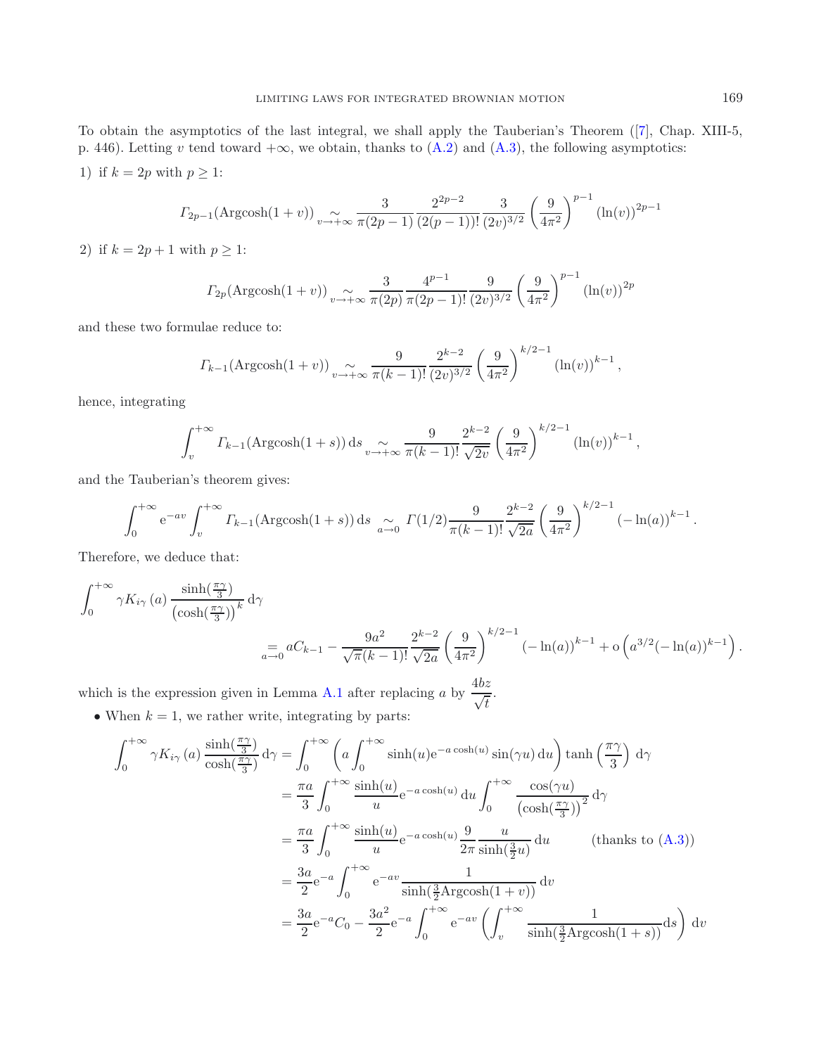To obtain the asymptotics of the last integral, we shall apply the Tauberian's Theorem ([7], Chap. XIII-5, p. 446). Letting $v$ tend toward $+\infty$, we obtain, thanks to (A.2) and (A.3), the following asymptotics:

1) if $k = 2p$ with $p \geq 1$:

$$\Gamma_{2p-1}(\mathrm{Argcosh}(1+v)) \underset{v\to+\infty}{\sim} \frac{3}{\pi(2p-1)} \frac{2^{2p-2}}{(2(p-1))!} \frac{3}{(2v)^{3/2}} \left(\frac{9}{4\pi^2}\right)^{p-1} (\ln(v))^{2p-1}$$

2) if $k = 2p+1$ with $p \geq 1$:

$$\Gamma_{2p}(\mathrm{Argcosh}(1+v)) \underset{v\to+\infty}{\sim} \frac{3}{\pi(2p)} \frac{4^{p-1}}{\pi(2p-1)!} \frac{9}{(2v)^{3/2}} \left(\frac{9}{4\pi^2}\right)^{p-1} (\ln(v))^{2p}$$

and these two formulae reduce to:

$$\Gamma_{k-1}(\mathrm{Argcosh}(1+v)) \underset{v\to+\infty}{\sim} \frac{9}{\pi(k-1)!} \frac{2^{k-2}}{(2v)^{3/2}} \left(\frac{9}{4\pi^2}\right)^{k/2-1} (\ln(v))^{k-1},$$

hence, integrating

$$\int_v^{+\infty} \Gamma_{k-1}(\mathrm{Argcosh}(1+s))\,\mathrm{d}s \underset{v\to+\infty}{\sim} \frac{9}{\pi(k-1)!} \frac{2^{k-2}}{\sqrt{2v}} \left(\frac{9}{4\pi^2}\right)^{k/2-1} (\ln(v))^{k-1},$$

and the Tauberian's theorem gives:

$$\int_0^{+\infty} \mathrm{e}^{-av} \int_v^{+\infty} \Gamma_{k-1}(\mathrm{Argcosh}(1+s))\,\mathrm{d}s \underset{a\to 0}{\sim} \Gamma(1/2) \frac{9}{\pi(k-1)!} \frac{2^{k-2}}{\sqrt{2a}} \left(\frac{9}{4\pi^2}\right)^{k/2-1} (-\ln(a))^{k-1}.$$

Therefore, we deduce that:

$$\int_0^{+\infty} \gamma K_{i\gamma}(a) \frac{\sinh(\frac{\pi\gamma}{3})}{\left(\cosh(\frac{\pi\gamma}{3})\right)^k}\,\mathrm{d}\gamma \underset{a\to 0}{=} aC_{k-1} - \frac{9a^2}{\sqrt{\pi}(k-1)!} \frac{2^{k-2}}{\sqrt{2a}} \left(\frac{9}{4\pi^2}\right)^{k/2-1} (-\ln(a))^{k-1} + \mathrm{o}\left(a^{3/2}(-\ln(a))^{k-1}\right).$$

which is the expression given in Lemma A.1 after replacing $a$ by $\dfrac{4bz}{\sqrt{t}}$.

- When $k = 1$, we rather write, integrating by parts:

$$\begin{aligned}
\int_0^{+\infty} \gamma K_{i\gamma}(a) \frac{\sinh(\frac{\pi\gamma}{3})}{\cosh(\frac{\pi\gamma}{3})}\,\mathrm{d}\gamma &= \int_0^{+\infty} \left(a \int_0^{+\infty} \sinh(u)\mathrm{e}^{-a\cosh(u)} \sin(\gamma u)\,\mathrm{d}u\right) \tanh\left(\frac{\pi\gamma}{3}\right)\,\mathrm{d}\gamma \\
&= \frac{\pi a}{3} \int_0^{+\infty} \frac{\sinh(u)}{u} \mathrm{e}^{-a\cosh(u)}\,\mathrm{d}u \int_0^{+\infty} \frac{\cos(\gamma u)}{\left(\cosh(\frac{\pi\gamma}{3})\right)^2}\,\mathrm{d}\gamma \\
&= \frac{\pi a}{3} \int_0^{+\infty} \frac{\sinh(u)}{u} \mathrm{e}^{-a\cosh(u)} \frac{9}{2\pi} \frac{u}{\sinh(\frac{3}{2}u)}\,\mathrm{d}u \qquad \text{(thanks to (A.3))} \\
&= \frac{3a}{2} \mathrm{e}^{-a} \int_0^{+\infty} \mathrm{e}^{-av} \frac{1}{\sinh(\frac{3}{2}\mathrm{Argcosh}(1+v))}\,\mathrm{d}v \\
&= \frac{3a}{2} \mathrm{e}^{-a} C_0 - \frac{3a^2}{2} \mathrm{e}^{-a} \int_0^{+\infty} \mathrm{e}^{-av} \left(\int_v^{+\infty} \frac{1}{\sinh(\frac{3}{2}\mathrm{Argcosh}(1+s))}\mathrm{d}s\right)\,\mathrm{d}v
\end{aligned}$$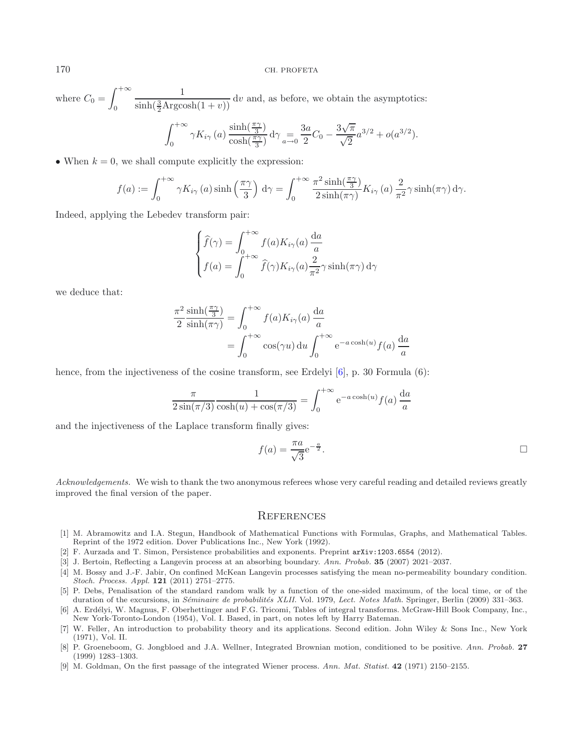where $C_0 = \displaystyle\int_0^{+\infty} \frac{1}{\sinh(\frac{3}{2}\mathrm{Argcosh}(1+v))}\,\mathrm{d}v$ and, as before, we obtain the asymptotics:

$$\int_0^{+\infty} \gamma K_{i\gamma}(a)\,\frac{\sinh(\frac{\pi\gamma}{3})}{\cosh(\frac{\pi\gamma}{3})}\,\mathrm{d}\gamma \underset{a\to 0}{=} \frac{3a}{2}C_0 - \frac{3\sqrt{\pi}}{\sqrt{2}}a^{3/2} + o(a^{3/2}).$$

• When $k = 0$, we shall compute explicitly the expression:

$$f(a) := \int_0^{+\infty} \gamma K_{i\gamma}(a) \sinh\left(\frac{\pi\gamma}{3}\right)\,\mathrm{d}\gamma = \int_0^{+\infty} \frac{\pi^2 \sinh(\frac{\pi\gamma}{3})}{2\sinh(\pi\gamma)} K_{i\gamma}(a)\,\frac{2}{\pi^2}\gamma\sinh(\pi\gamma)\,\mathrm{d}\gamma.$$

Indeed, applying the Lebedev transform pair:

$$\begin{cases} \widehat{f}(\gamma) = \displaystyle\int_0^{+\infty} f(a) K_{i\gamma}(a)\,\frac{\mathrm{d}a}{a} \\ f(a) = \displaystyle\int_0^{+\infty} \widehat{f}(\gamma) K_{i\gamma}(a) \frac{2}{\pi^2}\gamma\sinh(\pi\gamma)\,\mathrm{d}\gamma \end{cases}$$

we deduce that:

$$\begin{aligned} \frac{\pi^2}{2}\frac{\sinh(\frac{\pi\gamma}{3})}{\sinh(\pi\gamma)} &= \int_0^{+\infty} f(a) K_{i\gamma}(a)\,\frac{\mathrm{d}a}{a} \\ &= \int_0^{+\infty} \cos(\gamma u)\,\mathrm{d}u \int_0^{+\infty} \mathrm{e}^{-a\cosh(u)} f(a)\,\frac{\mathrm{d}a}{a} \end{aligned}$$

hence, from the injectiveness of the cosine transform, see Erdelyi [6], p. 30 Formula (6):

$$\frac{\pi}{2\sin(\pi/3)}\frac{1}{\cosh(u)+\cos(\pi/3)} = \int_0^{+\infty} \mathrm{e}^{-a\cosh(u)} f(a)\,\frac{\mathrm{d}a}{a}$$

and the injectiveness of the Laplace transform finally gives:

$$f(a) = \frac{\pi a}{\sqrt{3}}\mathrm{e}^{-\frac{a}{2}}.$$

□

*Acknowledgements.* We wish to thank the two anonymous referees whose very careful reading and detailed reviews greatly improved the final version of the paper.

## References

[1] M. Abramowitz and I.A. Stegun, Handbook of Mathematical Functions with Formulas, Graphs, and Mathematical Tables. Reprint of the 1972 edition. Dover Publications Inc., New York (1992).

[2] F. Aurzada and T. Simon, Persistence probabilities and exponents. Preprint arXiv:1203.6554 (2012).

[3] J. Bertoin, Reflecting a Langevin process at an absorbing boundary. *Ann. Probab.* **35** (2007) 2021–2037.

[4] M. Bossy and J.-F. Jabir, On confined McKean Langevin processes satisfying the mean no-permeability boundary condition. *Stoch. Process. Appl.* **121** (2011) 2751–2775.

[5] P. Debs, Penalisation of the standard random walk by a function of the one-sided maximum, of the local time, or of the duration of the excursions, in *Séminaire de probabilités XLII*. Vol. 1979, *Lect. Notes Math.* Springer, Berlin (2009) 331–363.

[6] A. Erdélyi, W. Magnus, F. Oberhettinger and F.G. Tricomi, Tables of integral transforms. McGraw-Hill Book Company, Inc., New York-Toronto-London (1954), Vol. I. Based, in part, on notes left by Harry Bateman.

[7] W. Feller, An introduction to probability theory and its applications. Second edition. John Wiley & Sons Inc., New York (1971), Vol. II.

[8] P. Groeneboom, G. Jongbloed and J.A. Wellner, Integrated Brownian motion, conditioned to be positive. *Ann. Probab.* **27** (1999) 1283–1303.

[9] M. Goldman, On the first passage of the integrated Wiener process. *Ann. Mat. Statist.* **42** (1971) 2150–2155.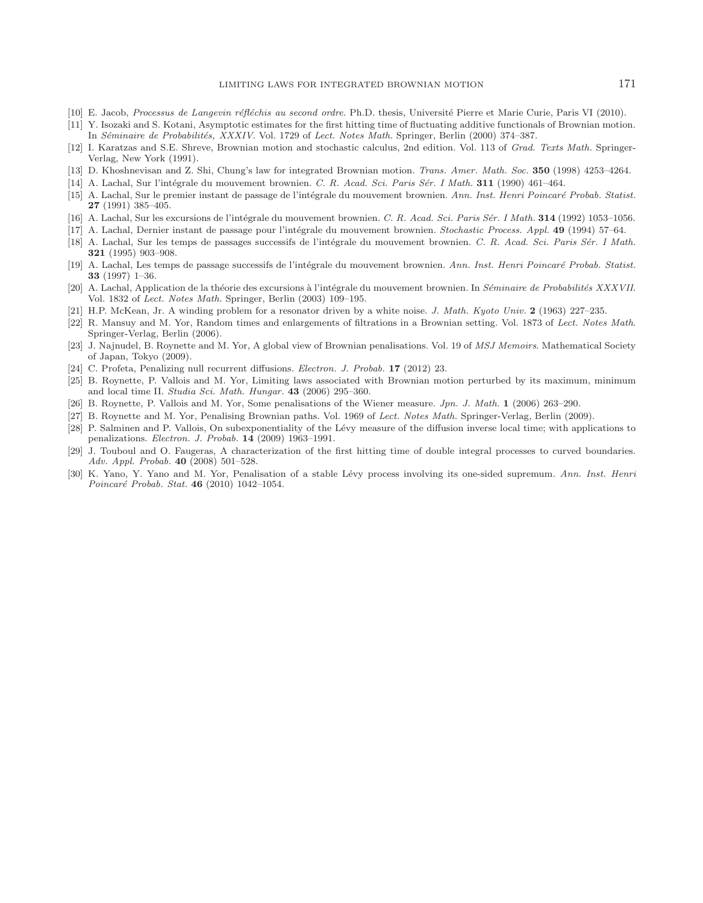[10] E. Jacob, *Processus de Langevin réfléchis au second ordre.* Ph.D. thesis, Université Pierre et Marie Curie, Paris VI (2010).

[11] Y. Isozaki and S. Kotani, Asymptotic estimates for the first hitting time of fluctuating additive functionals of Brownian motion. In *Séminaire de Probabilités, XXXIV*. Vol. 1729 of *Lect. Notes Math.* Springer, Berlin (2000) 374–387.

[12] I. Karatzas and S.E. Shreve, Brownian motion and stochastic calculus, 2nd edition. Vol. 113 of *Grad. Texts Math.* Springer-Verlag, New York (1991).

[13] D. Khoshnevisan and Z. Shi, Chung's law for integrated Brownian motion. *Trans. Amer. Math. Soc.* **350** (1998) 4253–4264.

[14] A. Lachal, Sur l'intégrale du mouvement brownien. *C. R. Acad. Sci. Paris Sér. I Math.* **311** (1990) 461–464.

[15] A. Lachal, Sur le premier instant de passage de l'intégrale du mouvement brownien. *Ann. Inst. Henri Poincaré Probab. Statist.* **27** (1991) 385–405.

[16] A. Lachal, Sur les excursions de l'intégrale du mouvement brownien. *C. R. Acad. Sci. Paris Sér. I Math.* **314** (1992) 1053–1056.

[17] A. Lachal, Dernier instant de passage pour l'intégrale du mouvement brownien. *Stochastic Process. Appl.* **49** (1994) 57–64.

[18] A. Lachal, Sur les temps de passages successifs de l'intégrale du mouvement brownien. *C. R. Acad. Sci. Paris Sér. I Math.* **321** (1995) 903–908.

[19] A. Lachal, Les temps de passage successifs de l'intégrale du mouvement brownien. *Ann. Inst. Henri Poincaré Probab. Statist.* **33** (1997) 1–36.

[20] A. Lachal, Application de la théorie des excursions à l'intégrale du mouvement brownien. In *Séminaire de Probabilités XXXVII*. Vol. 1832 of *Lect. Notes Math.* Springer, Berlin (2003) 109–195.

[21] H.P. McKean, Jr. A winding problem for a resonator driven by a white noise. *J. Math. Kyoto Univ.* **2** (1963) 227–235.

[22] R. Mansuy and M. Yor, Random times and enlargements of filtrations in a Brownian setting. Vol. 1873 of *Lect. Notes Math*. Springer-Verlag, Berlin (2006).

[23] J. Najnudel, B. Roynette and M. Yor, A global view of Brownian penalisations. Vol. 19 of *MSJ Memoirs*. Mathematical Society of Japan, Tokyo (2009).

[24] C. Profeta, Penalizing null recurrent diffusions. *Electron. J. Probab.* **17** (2012) 23.

[25] B. Roynette, P. Vallois and M. Yor, Limiting laws associated with Brownian motion perturbed by its maximum, minimum and local time II. *Studia Sci. Math. Hungar.* **43** (2006) 295–360.

[26] B. Roynette, P. Vallois and M. Yor, Some penalisations of the Wiener measure. *Jpn. J. Math.* **1** (2006) 263–290.

[27] B. Roynette and M. Yor, Penalising Brownian paths. Vol. 1969 of *Lect. Notes Math.* Springer-Verlag, Berlin (2009).

[28] P. Salminen and P. Vallois, On subexponentiality of the Lévy measure of the diffusion inverse local time; with applications to penalizations. *Electron. J. Probab.* **14** (2009) 1963–1991.

[29] J. Touboul and O. Faugeras, A characterization of the first hitting time of double integral processes to curved boundaries. *Adv. Appl. Probab.* **40** (2008) 501–528.

[30] K. Yano, Y. Yano and M. Yor, Penalisation of a stable Lévy process involving its one-sided supremum. *Ann. Inst. Henri Poincaré Probab. Stat.* **46** (2010) 1042–1054.